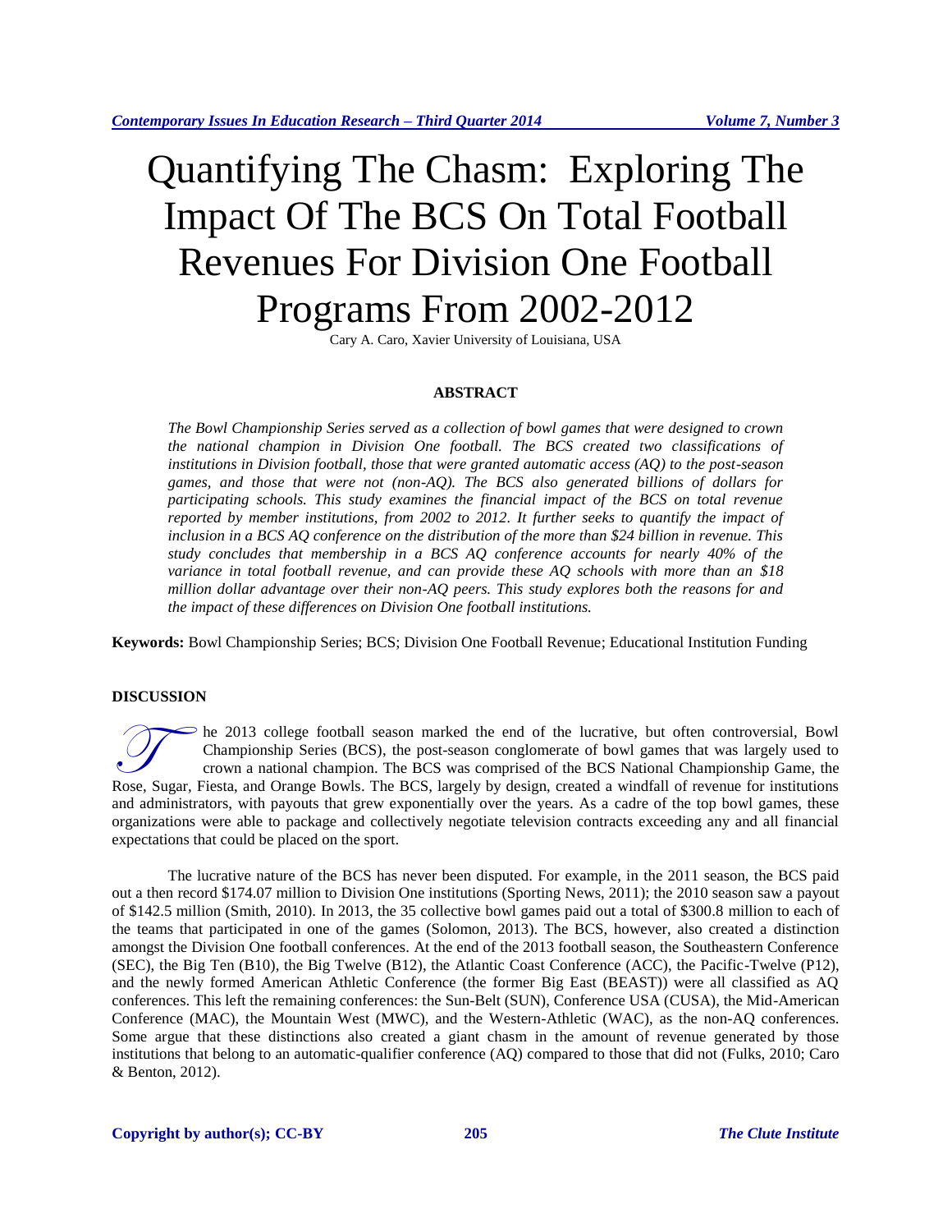# Quantifying The Chasm: Exploring The Impact Of The BCS On Total Football Revenues For Division One Football Programs From 2002-2012

Cary A. Caro, Xavier University of Louisiana, USA

## ABSTRACT

*The Bowl Championship Series served as a collection of bowl games that were designed to crown the national champion in Division One football. The BCS created two classifications of institutions in Division football, those that were granted automatic access (AQ) to the post-season games, and those that were not (non-AQ). The BCS also generated billions of dollars for participating schools. This study examines the financial impact of the BCS on total revenue reported by member institutions, from 2002 to 2012. It further seeks to quantify the impact of inclusion in a BCS AQ conference on the distribution of the more than $24 billion in revenue. This study concludes that membership in a BCS AQ conference accounts for nearly 40% of the variance in total football revenue, and can provide these AQ schools with more than an $18 million dollar advantage over their non-AQ peers. This study explores both the reasons for and the impact of these differences on Division One football institutions.*

**Keywords:** Bowl Championship Series; BCS; Division One Football Revenue; Educational Institution Funding

## DISCUSSION

The 2013 college football season marked the end of the lucrative, but often controversial, Bowl Championship Series (BCS), the post-season conglomerate of bowl games that was largely used to crown a national champion. The BCS was comprised of the BCS National Championship Game, the Rose, Sugar, Fiesta, and Orange Bowls. The BCS, largely by design, created a windfall of revenue for institutions and administrators, with payouts that grew exponentially over the years. As a cadre of the top bowl games, these organizations were able to package and collectively negotiate television contracts exceeding any and all financial expectations that could be placed on the sport.

The lucrative nature of the BCS has never been disputed. For example, in the 2011 season, the BCS paid out a then record $174.07 million to Division One institutions (Sporting News, 2011); the 2010 season saw a payout of $142.5 million (Smith, 2010). In 2013, the 35 collective bowl games paid out a total of $300.8 million to each of the teams that participated in one of the games (Solomon, 2013). The BCS, however, also created a distinction amongst the Division One football conferences. At the end of the 2013 football season, the Southeastern Conference (SEC), the Big Ten (B10), the Big Twelve (B12), the Atlantic Coast Conference (ACC), the Pacific-Twelve (P12), and the newly formed American Athletic Conference (the former Big East (BEAST)) were all classified as AQ conferences. This left the remaining conferences: the Sun-Belt (SUN), Conference USA (CUSA), the Mid-American Conference (MAC), the Mountain West (MWC), and the Western-Athletic (WAC), as the non-AQ conferences. Some argue that these distinctions also created a giant chasm in the amount of revenue generated by those institutions that belong to an automatic-qualifier conference (AQ) compared to those that did not (Fulks, 2010; Caro & Benton, 2012).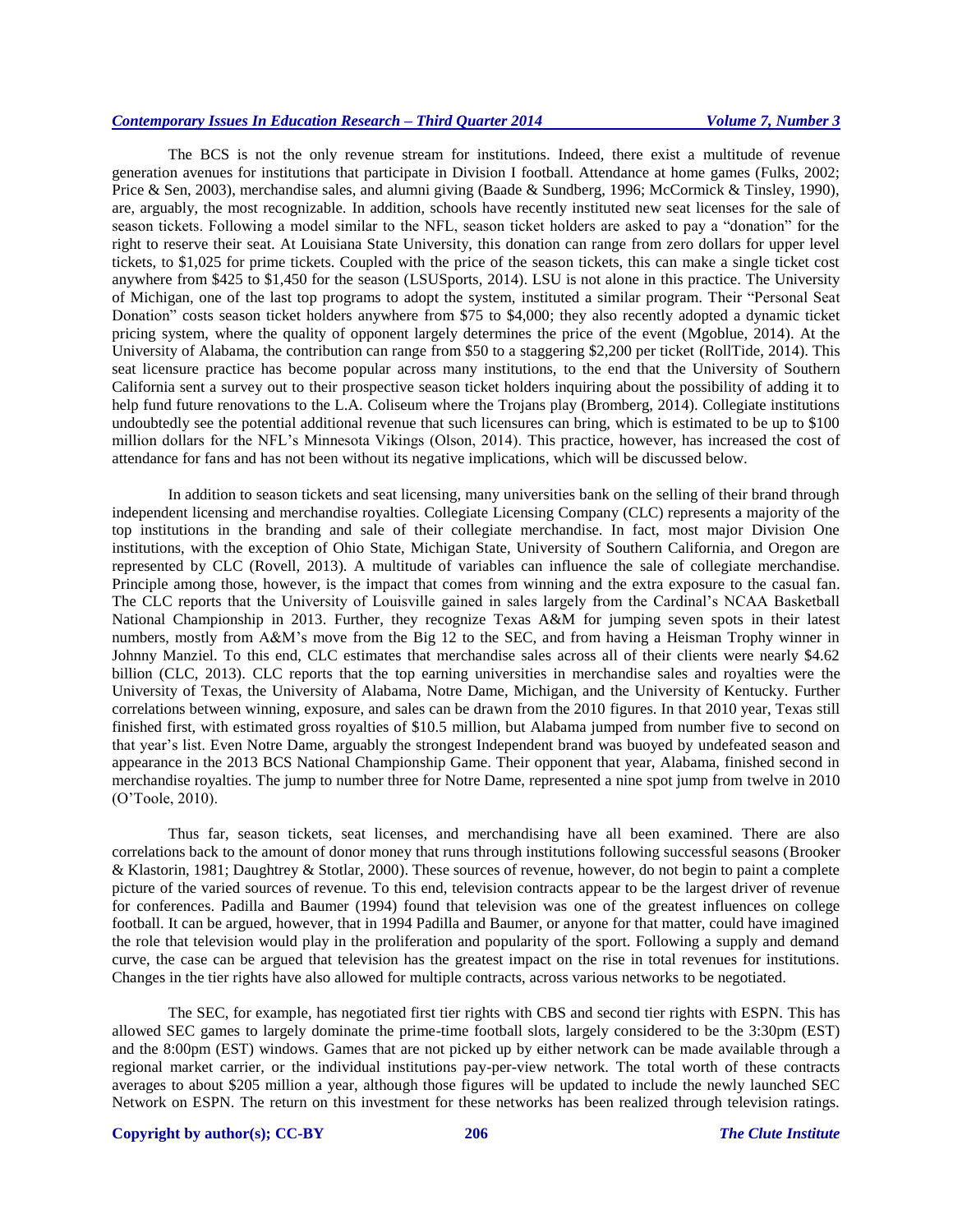The BCS is not the only revenue stream for institutions. Indeed, there exist a multitude of revenue generation avenues for institutions that participate in Division I football. Attendance at home games (Fulks, 2002; Price & Sen, 2003), merchandise sales, and alumni giving (Baade & Sundberg, 1996; McCormick & Tinsley, 1990), are, arguably, the most recognizable. In addition, schools have recently instituted new seat licenses for the sale of season tickets. Following a model similar to the NFL, season ticket holders are asked to pay a "donation" for the right to reserve their seat. At Louisiana State University, this donation can range from zero dollars for upper level tickets, to $1,025 for prime tickets. Coupled with the price of the season tickets, this can make a single ticket cost anywhere from $425 to $1,450 for the season (LSUSports, 2014). LSU is not alone in this practice. The University of Michigan, one of the last top programs to adopt the system, instituted a similar program. Their "Personal Seat Donation" costs season ticket holders anywhere from $75 to $4,000; they also recently adopted a dynamic ticket pricing system, where the quality of opponent largely determines the price of the event (Mgoblue, 2014). At the University of Alabama, the contribution can range from $50 to a staggering $2,200 per ticket (RollTide, 2014). This seat licensure practice has become popular across many institutions, to the end that the University of Southern California sent a survey out to their prospective season ticket holders inquiring about the possibility of adding it to help fund future renovations to the L.A. Coliseum where the Trojans play (Bromberg, 2014). Collegiate institutions undoubtedly see the potential additional revenue that such licensures can bring, which is estimated to be up to $100 million dollars for the NFL's Minnesota Vikings (Olson, 2014). This practice, however, has increased the cost of attendance for fans and has not been without its negative implications, which will be discussed below.

In addition to season tickets and seat licensing, many universities bank on the selling of their brand through independent licensing and merchandise royalties. Collegiate Licensing Company (CLC) represents a majority of the top institutions in the branding and sale of their collegiate merchandise. In fact, most major Division One institutions, with the exception of Ohio State, Michigan State, University of Southern California, and Oregon are represented by CLC (Rovell, 2013). A multitude of variables can influence the sale of collegiate merchandise. Principle among those, however, is the impact that comes from winning and the extra exposure to the casual fan. The CLC reports that the University of Louisville gained in sales largely from the Cardinal's NCAA Basketball National Championship in 2013. Further, they recognize Texas A&M for jumping seven spots in their latest numbers, mostly from A&M's move from the Big 12 to the SEC, and from having a Heisman Trophy winner in Johnny Manziel. To this end, CLC estimates that merchandise sales across all of their clients were nearly $4.62 billion (CLC, 2013). CLC reports that the top earning universities in merchandise sales and royalties were the University of Texas, the University of Alabama, Notre Dame, Michigan, and the University of Kentucky. Further correlations between winning, exposure, and sales can be drawn from the 2010 figures. In that 2010 year, Texas still finished first, with estimated gross royalties of $10.5 million, but Alabama jumped from number five to second on that year's list. Even Notre Dame, arguably the strongest Independent brand was buoyed by undefeated season and appearance in the 2013 BCS National Championship Game. Their opponent that year, Alabama, finished second in merchandise royalties. The jump to number three for Notre Dame, represented a nine spot jump from twelve in 2010 (O'Toole, 2010).

Thus far, season tickets, seat licenses, and merchandising have all been examined. There are also correlations back to the amount of donor money that runs through institutions following successful seasons (Brooker & Klastorin, 1981; Daughtrey & Stotlar, 2000). These sources of revenue, however, do not begin to paint a complete picture of the varied sources of revenue. To this end, television contracts appear to be the largest driver of revenue for conferences. Padilla and Baumer (1994) found that television was one of the greatest influences on college football. It can be argued, however, that in 1994 Padilla and Baumer, or anyone for that matter, could have imagined the role that television would play in the proliferation and popularity of the sport. Following a supply and demand curve, the case can be argued that television has the greatest impact on the rise in total revenues for institutions. Changes in the tier rights have also allowed for multiple contracts, across various networks to be negotiated.

The SEC, for example, has negotiated first tier rights with CBS and second tier rights with ESPN. This has allowed SEC games to largely dominate the prime-time football slots, largely considered to be the 3:30pm (EST) and the 8:00pm (EST) windows. Games that are not picked up by either network can be made available through a regional market carrier, or the individual institutions pay-per-view network. The total worth of these contracts averages to about $205 million a year, although those figures will be updated to include the newly launched SEC Network on ESPN. The return on this investment for these networks has been realized through television ratings.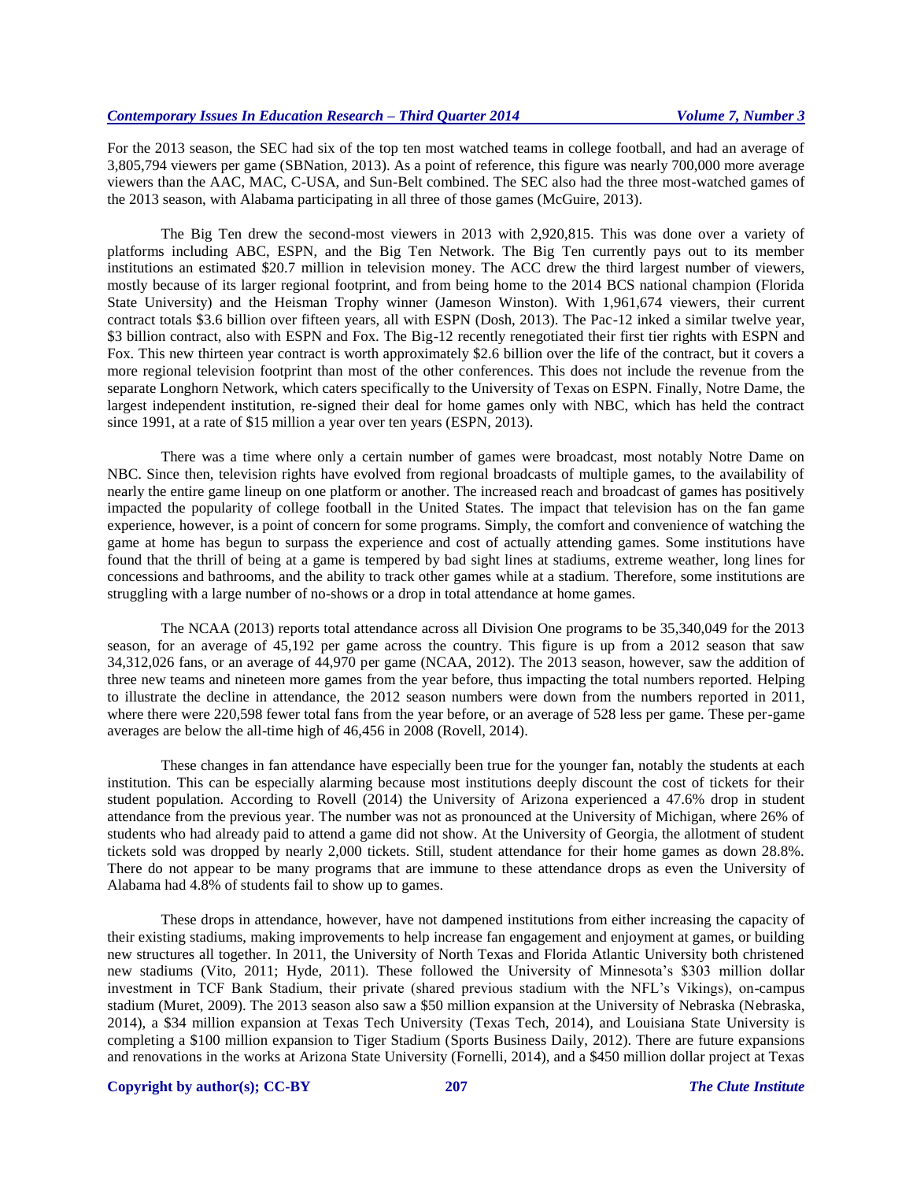For the 2013 season, the SEC had six of the top ten most watched teams in college football, and had an average of 3,805,794 viewers per game (SBNation, 2013). As a point of reference, this figure was nearly 700,000 more average viewers than the AAC, MAC, C-USA, and Sun-Belt combined. The SEC also had the three most-watched games of the 2013 season, with Alabama participating in all three of those games (McGuire, 2013).

The Big Ten drew the second-most viewers in 2013 with 2,920,815. This was done over a variety of platforms including ABC, ESPN, and the Big Ten Network. The Big Ten currently pays out to its member institutions an estimated $20.7 million in television money. The ACC drew the third largest number of viewers, mostly because of its larger regional footprint, and from being home to the 2014 BCS national champion (Florida State University) and the Heisman Trophy winner (Jameson Winston). With 1,961,674 viewers, their current contract totals $3.6 billion over fifteen years, all with ESPN (Dosh, 2013). The Pac-12 inked a similar twelve year, $3 billion contract, also with ESPN and Fox. The Big-12 recently renegotiated their first tier rights with ESPN and Fox. This new thirteen year contract is worth approximately $2.6 billion over the life of the contract, but it covers a more regional television footprint than most of the other conferences. This does not include the revenue from the separate Longhorn Network, which caters specifically to the University of Texas on ESPN. Finally, Notre Dame, the largest independent institution, re-signed their deal for home games only with NBC, which has held the contract since 1991, at a rate of $15 million a year over ten years (ESPN, 2013).

There was a time where only a certain number of games were broadcast, most notably Notre Dame on NBC. Since then, television rights have evolved from regional broadcasts of multiple games, to the availability of nearly the entire game lineup on one platform or another. The increased reach and broadcast of games has positively impacted the popularity of college football in the United States. The impact that television has on the fan game experience, however, is a point of concern for some programs. Simply, the comfort and convenience of watching the game at home has begun to surpass the experience and cost of actually attending games. Some institutions have found that the thrill of being at a game is tempered by bad sight lines at stadiums, extreme weather, long lines for concessions and bathrooms, and the ability to track other games while at a stadium. Therefore, some institutions are struggling with a large number of no-shows or a drop in total attendance at home games.

The NCAA (2013) reports total attendance across all Division One programs to be 35,340,049 for the 2013 season, for an average of 45,192 per game across the country. This figure is up from a 2012 season that saw 34,312,026 fans, or an average of 44,970 per game (NCAA, 2012). The 2013 season, however, saw the addition of three new teams and nineteen more games from the year before, thus impacting the total numbers reported. Helping to illustrate the decline in attendance, the 2012 season numbers were down from the numbers reported in 2011, where there were 220,598 fewer total fans from the year before, or an average of 528 less per game. These per-game averages are below the all-time high of 46,456 in 2008 (Rovell, 2014).

These changes in fan attendance have especially been true for the younger fan, notably the students at each institution. This can be especially alarming because most institutions deeply discount the cost of tickets for their student population. According to Rovell (2014) the University of Arizona experienced a 47.6% drop in student attendance from the previous year. The number was not as pronounced at the University of Michigan, where 26% of students who had already paid to attend a game did not show. At the University of Georgia, the allotment of student tickets sold was dropped by nearly 2,000 tickets. Still, student attendance for their home games as down 28.8%. There do not appear to be many programs that are immune to these attendance drops as even the University of Alabama had 4.8% of students fail to show up to games.

These drops in attendance, however, have not dampened institutions from either increasing the capacity of their existing stadiums, making improvements to help increase fan engagement and enjoyment at games, or building new structures all together. In 2011, the University of North Texas and Florida Atlantic University both christened new stadiums (Vito, 2011; Hyde, 2011). These followed the University of Minnesota's $303 million dollar investment in TCF Bank Stadium, their private (shared previous stadium with the NFL's Vikings), on-campus stadium (Muret, 2009). The 2013 season also saw a $50 million expansion at the University of Nebraska (Nebraska, 2014), a $34 million expansion at Texas Tech University (Texas Tech, 2014), and Louisiana State University is completing a $100 million expansion to Tiger Stadium (Sports Business Daily, 2012). There are future expansions and renovations in the works at Arizona State University (Fornelli, 2014), and a $450 million dollar project at Texas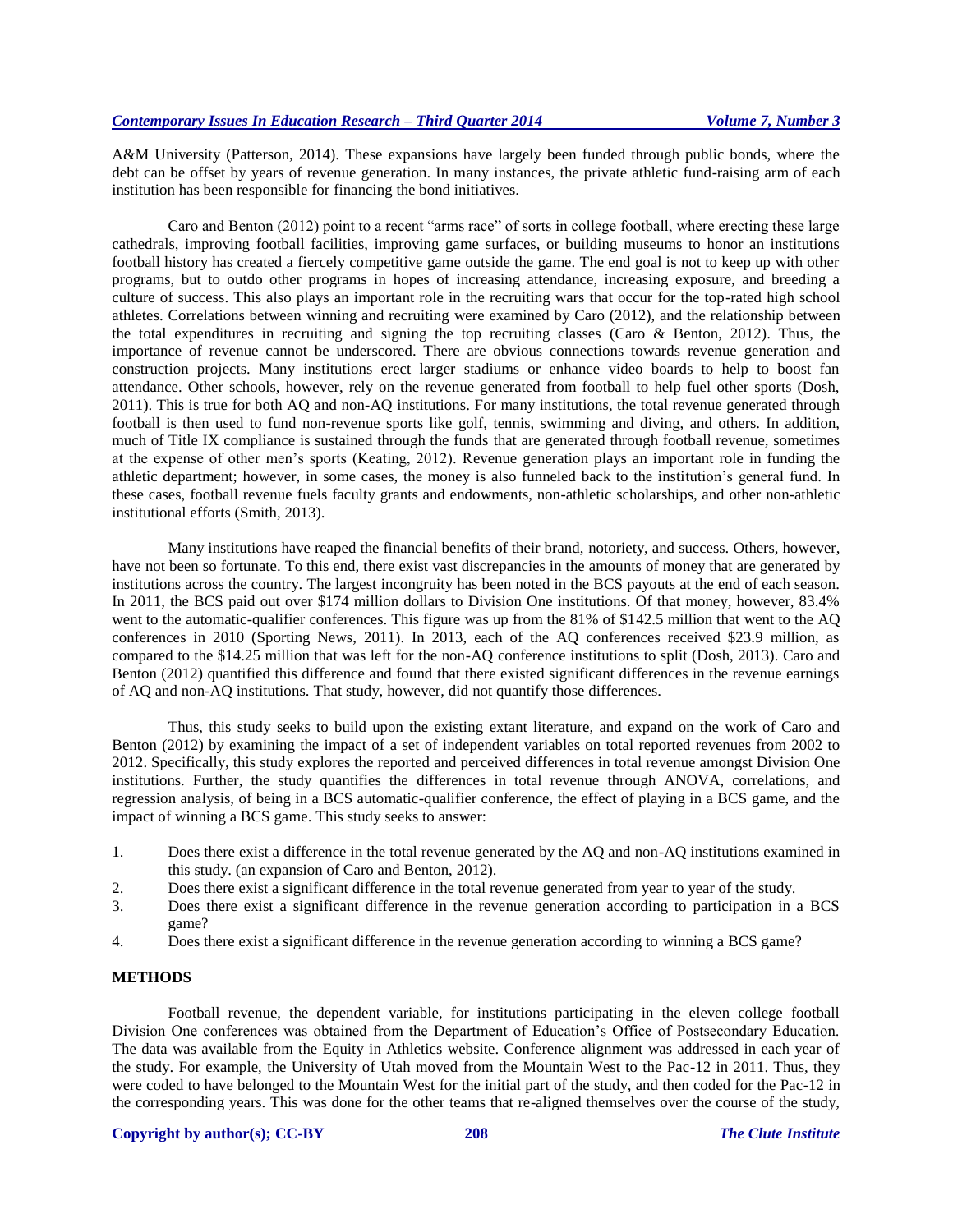A&M University (Patterson, 2014). These expansions have largely been funded through public bonds, where the debt can be offset by years of revenue generation. In many instances, the private athletic fund-raising arm of each institution has been responsible for financing the bond initiatives.

Caro and Benton (2012) point to a recent "arms race" of sorts in college football, where erecting these large cathedrals, improving football facilities, improving game surfaces, or building museums to honor an institutions football history has created a fiercely competitive game outside the game. The end goal is not to keep up with other programs, but to outdo other programs in hopes of increasing attendance, increasing exposure, and breeding a culture of success. This also plays an important role in the recruiting wars that occur for the top-rated high school athletes. Correlations between winning and recruiting were examined by Caro (2012), and the relationship between the total expenditures in recruiting and signing the top recruiting classes (Caro & Benton, 2012). Thus, the importance of revenue cannot be underscored. There are obvious connections towards revenue generation and construction projects. Many institutions erect larger stadiums or enhance video boards to help to boost fan attendance. Other schools, however, rely on the revenue generated from football to help fuel other sports (Dosh, 2011). This is true for both AQ and non-AQ institutions. For many institutions, the total revenue generated through football is then used to fund non-revenue sports like golf, tennis, swimming and diving, and others. In addition, much of Title IX compliance is sustained through the funds that are generated through football revenue, sometimes at the expense of other men's sports (Keating, 2012). Revenue generation plays an important role in funding the athletic department; however, in some cases, the money is also funneled back to the institution's general fund. In these cases, football revenue fuels faculty grants and endowments, non-athletic scholarships, and other non-athletic institutional efforts (Smith, 2013).

Many institutions have reaped the financial benefits of their brand, notoriety, and success. Others, however, have not been so fortunate. To this end, there exist vast discrepancies in the amounts of money that are generated by institutions across the country. The largest incongruity has been noted in the BCS payouts at the end of each season. In 2011, the BCS paid out over $174 million dollars to Division One institutions. Of that money, however, 83.4% went to the automatic-qualifier conferences. This figure was up from the 81% of $142.5 million that went to the AQ conferences in 2010 (Sporting News, 2011). In 2013, each of the AQ conferences received $23.9 million, as compared to the $14.25 million that was left for the non-AQ conference institutions to split (Dosh, 2013). Caro and Benton (2012) quantified this difference and found that there existed significant differences in the revenue earnings of AQ and non-AQ institutions. That study, however, did not quantify those differences.

Thus, this study seeks to build upon the existing extant literature, and expand on the work of Caro and Benton (2012) by examining the impact of a set of independent variables on total reported revenues from 2002 to 2012. Specifically, this study explores the reported and perceived differences in total revenue amongst Division One institutions. Further, the study quantifies the differences in total revenue through ANOVA, correlations, and regression analysis, of being in a BCS automatic-qualifier conference, the effect of playing in a BCS game, and the impact of winning a BCS game. This study seeks to answer:

1. Does there exist a difference in the total revenue generated by the AQ and non-AQ institutions examined in this study. (an expansion of Caro and Benton, 2012).
2. Does there exist a significant difference in the total revenue generated from year to year of the study.
3. Does there exist a significant difference in the revenue generation according to participation in a BCS game?
4. Does there exist a significant difference in the revenue generation according to winning a BCS game?

## METHODS

Football revenue, the dependent variable, for institutions participating in the eleven college football Division One conferences was obtained from the Department of Education's Office of Postsecondary Education. The data was available from the Equity in Athletics website. Conference alignment was addressed in each year of the study. For example, the University of Utah moved from the Mountain West to the Pac-12 in 2011. Thus, they were coded to have belonged to the Mountain West for the initial part of the study, and then coded for the Pac-12 in the corresponding years. This was done for the other teams that re-aligned themselves over the course of the study,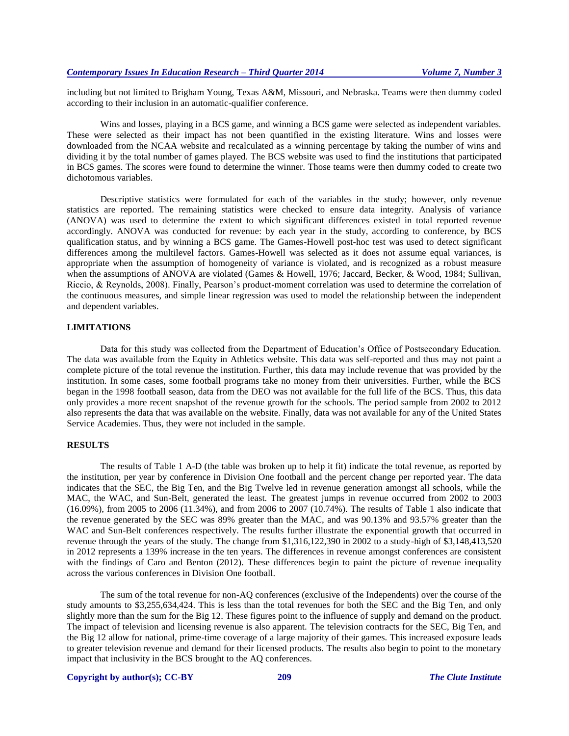including but not limited to Brigham Young, Texas A&M, Missouri, and Nebraska. Teams were then dummy coded according to their inclusion in an automatic-qualifier conference.

Wins and losses, playing in a BCS game, and winning a BCS game were selected as independent variables. These were selected as their impact has not been quantified in the existing literature. Wins and losses were downloaded from the NCAA website and recalculated as a winning percentage by taking the number of wins and dividing it by the total number of games played. The BCS website was used to find the institutions that participated in BCS games. The scores were found to determine the winner. Those teams were then dummy coded to create two dichotomous variables.

Descriptive statistics were formulated for each of the variables in the study; however, only revenue statistics are reported. The remaining statistics were checked to ensure data integrity. Analysis of variance (ANOVA) was used to determine the extent to which significant differences existed in total reported revenue accordingly. ANOVA was conducted for revenue: by each year in the study, according to conference, by BCS qualification status, and by winning a BCS game. The Games-Howell post-hoc test was used to detect significant differences among the multilevel factors. Games-Howell was selected as it does not assume equal variances, is appropriate when the assumption of homogeneity of variance is violated, and is recognized as a robust measure when the assumptions of ANOVA are violated (Games & Howell, 1976; Jaccard, Becker, & Wood, 1984; Sullivan, Riccio, & Reynolds, 2008). Finally, Pearson's product-moment correlation was used to determine the correlation of the continuous measures, and simple linear regression was used to model the relationship between the independent and dependent variables.

## LIMITATIONS

Data for this study was collected from the Department of Education's Office of Postsecondary Education. The data was available from the Equity in Athletics website. This data was self-reported and thus may not paint a complete picture of the total revenue the institution. Further, this data may include revenue that was provided by the institution. In some cases, some football programs take no money from their universities. Further, while the BCS began in the 1998 football season, data from the DEO was not available for the full life of the BCS. Thus, this data only provides a more recent snapshot of the revenue growth for the schools. The period sample from 2002 to 2012 also represents the data that was available on the website. Finally, data was not available for any of the United States Service Academies. Thus, they were not included in the sample.

## RESULTS

The results of Table 1 A-D (the table was broken up to help it fit) indicate the total revenue, as reported by the institution, per year by conference in Division One football and the percent change per reported year. The data indicates that the SEC, the Big Ten, and the Big Twelve led in revenue generation amongst all schools, while the MAC, the WAC, and Sun-Belt, generated the least. The greatest jumps in revenue occurred from 2002 to 2003 (16.09%), from 2005 to 2006 (11.34%), and from 2006 to 2007 (10.74%). The results of Table 1 also indicate that the revenue generated by the SEC was 89% greater than the MAC, and was 90.13% and 93.57% greater than the WAC and Sun-Belt conferences respectively. The results further illustrate the exponential growth that occurred in revenue through the years of the study. The change from $1,316,122,390 in 2002 to a study-high of $3,148,413,520 in 2012 represents a 139% increase in the ten years. The differences in revenue amongst conferences are consistent with the findings of Caro and Benton (2012). These differences begin to paint the picture of revenue inequality across the various conferences in Division One football.

The sum of the total revenue for non-AQ conferences (exclusive of the Independents) over the course of the study amounts to $3,255,634,424. This is less than the total revenues for both the SEC and the Big Ten, and only slightly more than the sum for the Big 12. These figures point to the influence of supply and demand on the product. The impact of television and licensing revenue is also apparent. The television contracts for the SEC, Big Ten, and the Big 12 allow for national, prime-time coverage of a large majority of their games. This increased exposure leads to greater television revenue and demand for their licensed products. The results also begin to point to the monetary impact that inclusivity in the BCS brought to the AQ conferences.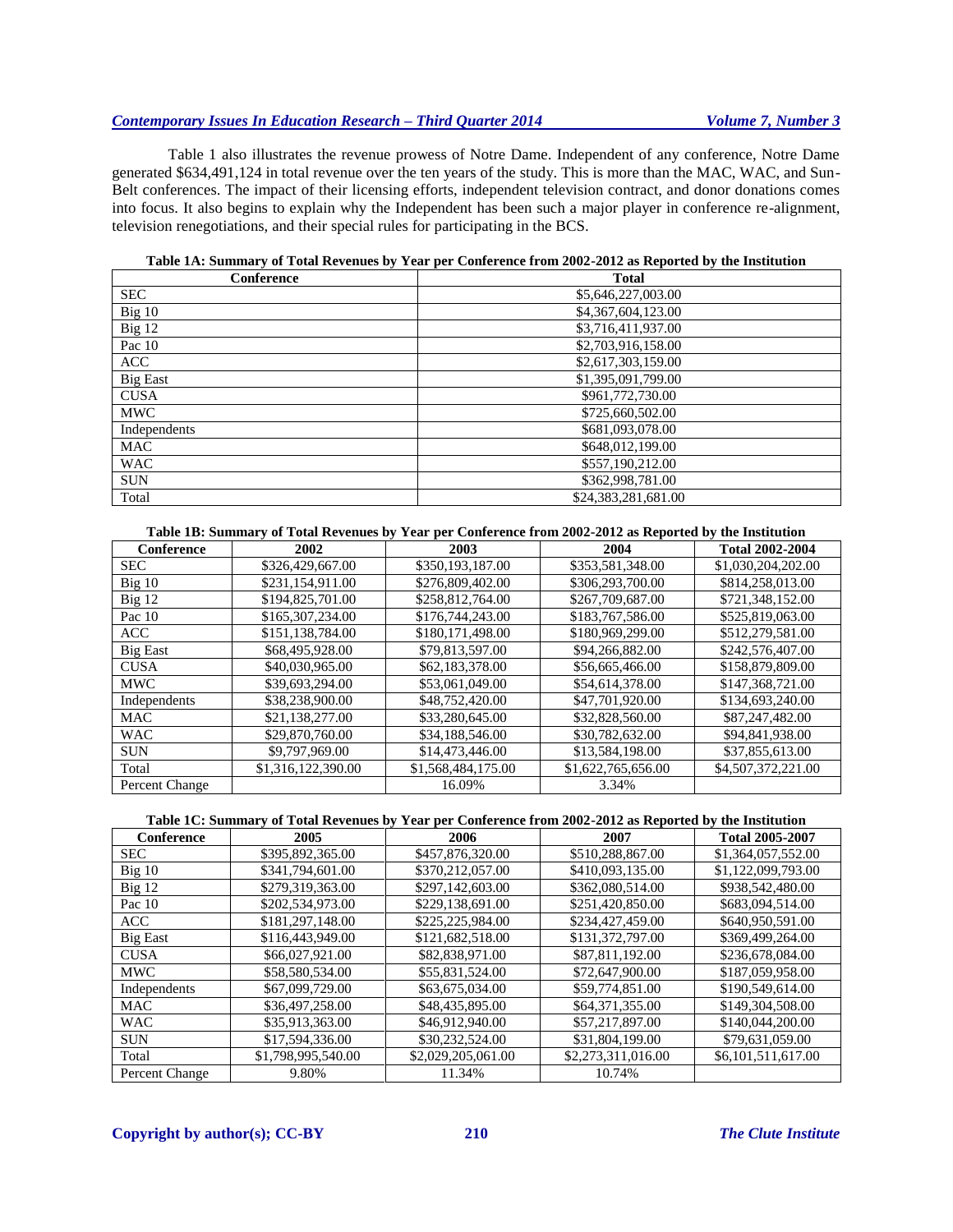Table 1 also illustrates the revenue prowess of Notre Dame. Independent of any conference, Notre Dame generated $634,491,124 in total revenue over the ten years of the study. This is more than the MAC, WAC, and Sun-Belt conferences. The impact of their licensing efforts, independent television contract, and donor donations comes into focus. It also begins to explain why the Independent has been such a major player in conference re-alignment, television renegotiations, and their special rules for participating in the BCS.

**Table 1A: Summary of Total Revenues by Year per Conference from 2002-2012 as Reported by the Institution**

| Conference | Total |
|---|---|
| SEC | $5,646,227,003.00 |
| Big 10 | $4,367,604,123.00 |
| Big 12 | $3,716,411,937.00 |
| Pac 10 | $2,703,916,158.00 |
| ACC | $2,617,303,159.00 |
| Big East | $1,395,091,799.00 |
| CUSA | $961,772,730.00 |
| MWC | $725,660,502.00 |
| Independents | $681,093,078.00 |
| MAC | $648,012,199.00 |
| WAC | $557,190,212.00 |
| SUN | $362,998,781.00 |
| Total | $24,383,281,681.00 |

**Table 1B: Summary of Total Revenues by Year per Conference from 2002-2012 as Reported by the Institution**

| Conference | 2002 | 2003 | 2004 | Total 2002-2004 |
|---|---|---|---|---|
| SEC | $326,429,667.00 | $350,193,187.00 | $353,581,348.00 | $1,030,204,202.00 |
| Big 10 | $231,154,911.00 | $276,809,402.00 | $306,293,700.00 | $814,258,013.00 |
| Big 12 | $194,825,701.00 | $258,812,764.00 | $267,709,687.00 | $721,348,152.00 |
| Pac 10 | $165,307,234.00 | $176,744,243.00 | $183,767,586.00 | $525,819,063.00 |
| ACC | $151,138,784.00 | $180,171,498.00 | $180,969,299.00 | $512,279,581.00 |
| Big East | $68,495,928.00 | $79,813,597.00 | $94,266,882.00 | $242,576,407.00 |
| CUSA | $40,030,965.00 | $62,183,378.00 | $56,665,466.00 | $158,879,809.00 |
| MWC | $39,693,294.00 | $53,061,049.00 | $54,614,378.00 | $147,368,721.00 |
| Independents | $38,238,900.00 | $48,752,420.00 | $47,701,920.00 | $134,693,240.00 |
| MAC | $21,138,277.00 | $33,280,645.00 | $32,828,560.00 | $87,247,482.00 |
| WAC | $29,870,760.00 | $34,188,546.00 | $30,782,632.00 | $94,841,938.00 |
| SUN | $9,797,969.00 | $14,473,446.00 | $13,584,198.00 | $37,855,613.00 |
| Total | $1,316,122,390.00 | $1,568,484,175.00 | $1,622,765,656.00 | $4,507,372,221.00 |
| Percent Change | | 16.09% | 3.34% | |

**Table 1C: Summary of Total Revenues by Year per Conference from 2002-2012 as Reported by the Institution**

| Conference | 2005 | 2006 | 2007 | Total 2005-2007 |
|---|---|---|---|---|
| SEC | $395,892,365.00 | $457,876,320.00 | $510,288,867.00 | $1,364,057,552.00 |
| Big 10 | $341,794,601.00 | $370,212,057.00 | $410,093,135.00 | $1,122,099,793.00 |
| Big 12 | $279,319,363.00 | $297,142,603.00 | $362,080,514.00 | $938,542,480.00 |
| Pac 10 | $202,534,973.00 | $229,138,691.00 | $251,420,850.00 | $683,094,514.00 |
| ACC | $181,297,148.00 | $225,225,984.00 | $234,427,459.00 | $640,950,591.00 |
| Big East | $116,443,949.00 | $121,682,518.00 | $131,372,797.00 | $369,499,264.00 |
| CUSA | $66,027,921.00 | $82,838,971.00 | $87,811,192.00 | $236,678,084.00 |
| MWC | $58,580,534.00 | $55,831,524.00 | $72,647,900.00 | $187,059,958.00 |
| Independents | $67,099,729.00 | $63,675,034.00 | $59,774,851.00 | $190,549,614.00 |
| MAC | $36,497,258.00 | $48,435,895.00 | $64,371,355.00 | $149,304,508.00 |
| WAC | $35,913,363.00 | $46,912,940.00 | $57,217,897.00 | $140,044,200.00 |
| SUN | $17,594,336.00 | $30,232,524.00 | $31,804,199.00 | $79,631,059.00 |
| Total | $1,798,995,540.00 | $2,029,205,061.00 | $2,273,311,016.00 | $6,101,511,617.00 |
| Percent Change | 9.80% | 11.34% | 10.74% | |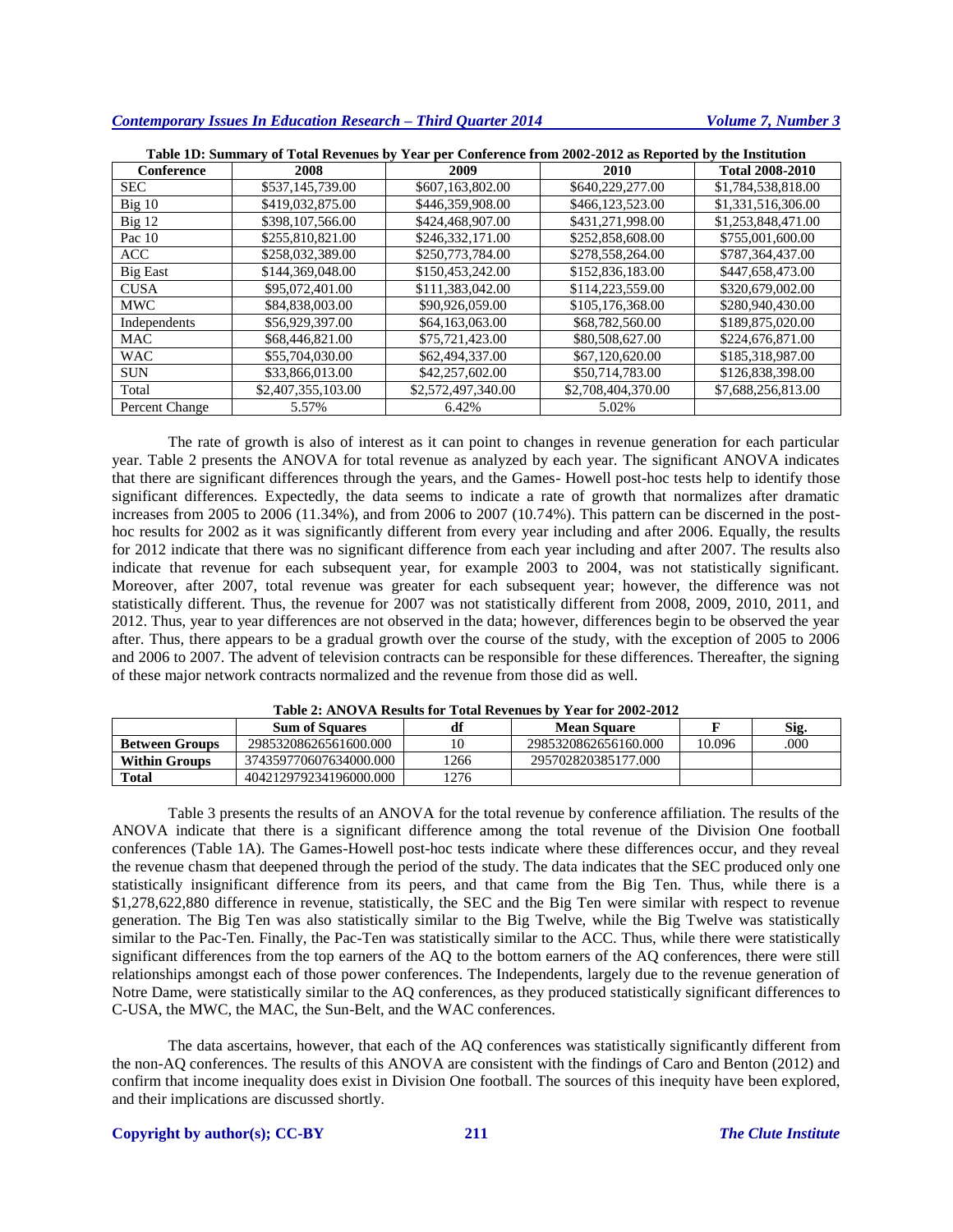**Table 1D: Summary of Total Revenues by Year per Conference from 2002-2012 as Reported by the Institution**

| Conference | 2008 | 2009 | 2010 | Total 2008-2010 |
|---|---|---|---|---|
| SEC | $537,145,739.00 | $607,163,802.00 | $640,229,277.00 | $1,784,538,818.00 |
| Big 10 | $419,032,875.00 | $446,359,908.00 | $466,123,523.00 | $1,331,516,306.00 |
| Big 12 | $398,107,566.00 | $424,468,907.00 | $431,271,998.00 | $1,253,848,471.00 |
| Pac 10 | $255,810,821.00 | $246,332,171.00 | $252,858,608.00 | $755,001,600.00 |
| ACC | $258,032,389.00 | $250,773,784.00 | $278,558,264.00 | $787,364,437.00 |
| Big East | $144,369,048.00 | $150,453,242.00 | $152,836,183.00 | $447,658,473.00 |
| CUSA | $95,072,401.00 | $111,383,042.00 | $114,223,559.00 | $320,679,002.00 |
| MWC | $84,838,003.00 | $90,926,059.00 | $105,176,368.00 | $280,940,430.00 |
| Independents | $56,929,397.00 | $64,163,063.00 | $68,782,560.00 | $189,875,020.00 |
| MAC | $68,446,821.00 | $75,721,423.00 | $80,508,627.00 | $224,676,871.00 |
| WAC | $55,704,030.00 | $62,494,337.00 | $67,120,620.00 | $185,318,987.00 |
| SUN | $33,866,013.00 | $42,257,602.00 | $50,714,783.00 | $126,838,398.00 |
| Total | $2,407,355,103.00 | $2,572,497,340.00 | $2,708,404,370.00 | $7,688,256,813.00 |
| Percent Change | 5.57% | 6.42% | 5.02% | |

The rate of growth is also of interest as it can point to changes in revenue generation for each particular year. Table 2 presents the ANOVA for total revenue as analyzed by each year. The significant ANOVA indicates that there are significant differences through the years, and the Games- Howell post-hoc tests help to identify those significant differences. Expectedly, the data seems to indicate a rate of growth that normalizes after dramatic increases from 2005 to 2006 (11.34%), and from 2006 to 2007 (10.74%). This pattern can be discerned in the post-hoc results for 2002 as it was significantly different from every year including and after 2006. Equally, the results for 2012 indicate that there was no significant difference from each year including and after 2007. The results also indicate that revenue for each subsequent year, for example 2003 to 2004, was not statistically significant. Moreover, after 2007, total revenue was greater for each subsequent year; however, the difference was not statistically different. Thus, the revenue for 2007 was not statistically different from 2008, 2009, 2010, 2011, and 2012. Thus, year to year differences are not observed in the data; however, differences begin to be observed the year after. Thus, there appears to be a gradual growth over the course of the study, with the exception of 2005 to 2006 and 2006 to 2007. The advent of television contracts can be responsible for these differences. Thereafter, the signing of these major network contracts normalized and the revenue from those did as well.

**Table 2: ANOVA Results for Total Revenues by Year for 2002-2012**

| | Sum of Squares | df | Mean Square | F | Sig. |
|---|---|---|---|---|---|
| **Between Groups** | 29853208626561600.000 | 10 | 2985320862656160.000 | 10.096 | .000 |
| **Within Groups** | 374359770607634000.000 | 1266 | 295702820385177.000 | | |
| **Total** | 404212979234196000.000 | 1276 | | | |

Table 3 presents the results of an ANOVA for the total revenue by conference affiliation. The results of the ANOVA indicate that there is a significant difference among the total revenue of the Division One football conferences (Table 1A). The Games-Howell post-hoc tests indicate where these differences occur, and they reveal the revenue chasm that deepened through the period of the study. The data indicates that the SEC produced only one statistically insignificant difference from its peers, and that came from the Big Ten. Thus, while there is a $1,278,622,880 difference in revenue, statistically, the SEC and the Big Ten were similar with respect to revenue generation. The Big Ten was also statistically similar to the Big Twelve, while the Big Twelve was statistically similar to the Pac-Ten. Finally, the Pac-Ten was statistically similar to the ACC. Thus, while there were statistically significant differences from the top earners of the AQ to the bottom earners of the AQ conferences, there were still relationships amongst each of those power conferences. The Independents, largely due to the revenue generation of Notre Dame, were statistically similar to the AQ conferences, as they produced statistically significant differences to C-USA, the MWC, the MAC, the Sun-Belt, and the WAC conferences.

The data ascertains, however, that each of the AQ conferences was statistically significantly different from the non-AQ conferences. The results of this ANOVA are consistent with the findings of Caro and Benton (2012) and confirm that income inequality does exist in Division One football. The sources of this inequity have been explored, and their implications are discussed shortly.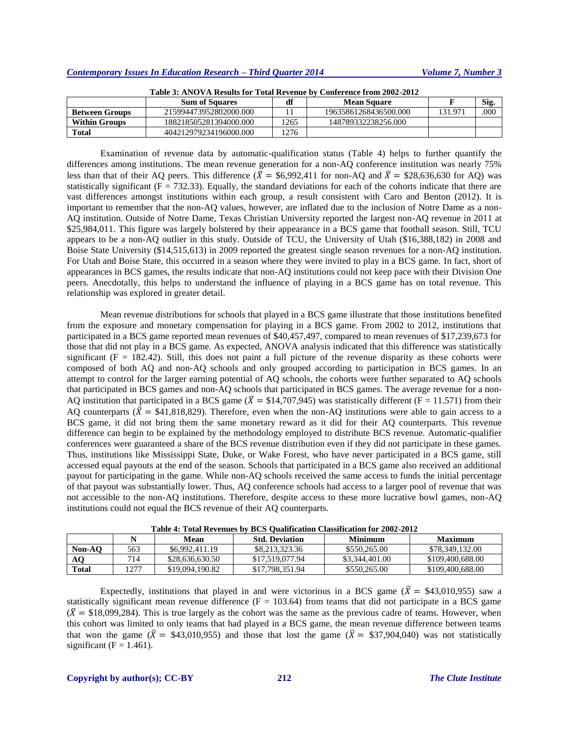**Table 3: ANOVA Results for Total Revenue by Conference from 2002-2012**

| | Sum of Squares | df | Mean Square | F | Sig. |
|---|---|---|---|---|---|
| **Between Groups** | 215994473952802000.000 | 11 | 19635861268436500.000 | 131.971 | .000 |
| **Within Groups** | 188218505281394000.000 | 1265 | 148789332238256.000 | | |
| **Total** | 404212979234196000.000 | 1276 | | | |

Examination of revenue data by automatic-qualification status (Table 4) helps to further quantify the differences among institutions. The mean revenue generation for a non-AQ conference institution was nearly 75% less than that of their AQ peers. This difference ($\bar{X}$ = \$6,992,411 for non-AQ and $\bar{X}$ = \$28,636,630 for AQ) was statistically significant (F = 732.33). Equally, the standard deviations for each of the cohorts indicate that there are vast differences amongst institutions within each group, a result consistent with Caro and Benton (2012). It is important to remember that the non-AQ values, however, are inflated due to the inclusion of Notre Dame as a non-AQ institution. Outside of Notre Dame, Texas Christian University reported the largest non-AQ revenue in 2011 at \$25,984,011. This figure was largely bolstered by their appearance in a BCS game that football season. Still, TCU appears to be a non-AQ outlier in this study. Outside of TCU, the University of Utah (\$16,388,182) in 2008 and Boise State University (\$14,515,613) in 2009 reported the greatest single season revenues for a non-AQ institution. For Utah and Boise State, this occurred in a season where they were invited to play in a BCS game. In fact, short of appearances in BCS games, the results indicate that non-AQ institutions could not keep pace with their Division One peers. Anecdotally, this helps to understand the influence of playing in a BCS game has on total revenue. This relationship was explored in greater detail.

Mean revenue distributions for schools that played in a BCS game illustrate that those institutions benefited from the exposure and monetary compensation for playing in a BCS game. From 2002 to 2012, institutions that participated in a BCS game reported mean revenues of \$40,457,497, compared to mean revenues of \$17,239,673 for those that did not play in a BCS game. As expected, ANOVA analysis indicated that this difference was statistically significant (F = 182.42). Still, this does not paint a full picture of the revenue disparity as these cohorts were composed of both AQ and non-AQ schools and only grouped according to participation in BCS games. In an attempt to control for the larger earning potential of AQ schools, the cohorts were further separated to AQ schools that participated in BCS games and non-AQ schools that participated in BCS games. The average revenue for a non-AQ institution that participated in a BCS game ($\bar{X}$ = \$14,707,945) was statistically different (F = 11.571) from their AQ counterparts ($\bar{X}$ = \$41,818,829). Therefore, even when the non-AQ institutions were able to gain access to a BCS game, it did not bring them the same monetary reward as it did for their AQ counterparts. This revenue difference can begin to be explained by the methodology employed to distribute BCS revenue. Automatic-qualifier conferences were guaranteed a share of the BCS revenue distribution even if they did not participate in these games. Thus, institutions like Mississippi State, Duke, or Wake Forest, who have never participated in a BCS game, still accessed equal payouts at the end of the season. Schools that participated in a BCS game also received an additional payout for participating in the game. While non-AQ schools received the same access to funds the initial percentage of that payout was substantially lower. Thus, AQ conference schools had access to a larger pool of revenue that was not accessible to the non-AQ institutions. Therefore, despite access to these more lucrative bowl games, non-AQ institutions could not equal the BCS revenue of their AQ counterparts.

**Table 4: Total Revenues by BCS Qualification Classification for 2002-2012**

| | N | Mean | Std. Deviation | Minimum | Maximum |
|---|---|---|---|---|---|
| **Non-AQ** | 563 | \$6,992,411.19 | \$8,213,323.36 | \$550,265.00 | \$78,349,132.00 |
| **AQ** | 714 | \$28,636,630.50 | \$17,519,077.94 | \$3,344,401.00 | \$109,400,688.00 |
| **Total** | 1277 | \$19,094,190.82 | \$17,798,351.94 | \$550,265.00 | \$109,400,688.00 |

Expectedly, institutions that played in and were victorious in a BCS game ($\bar{X}$ = \$43,010,955) saw a statistically significant mean revenue difference (F = 103.64) from teams that did not participate in a BCS game ($\bar{X}$ = \$18,099,284). This is true largely as the cohort was the same as the previous cadre of teams. However, when this cohort was limited to only teams that had played in a BCS game, the mean revenue difference between teams that won the game ($\bar{X}$ = \$43,010,955) and those that lost the game ($\bar{X}$ = \$37,904,040) was not statistically significant (F = 1.461).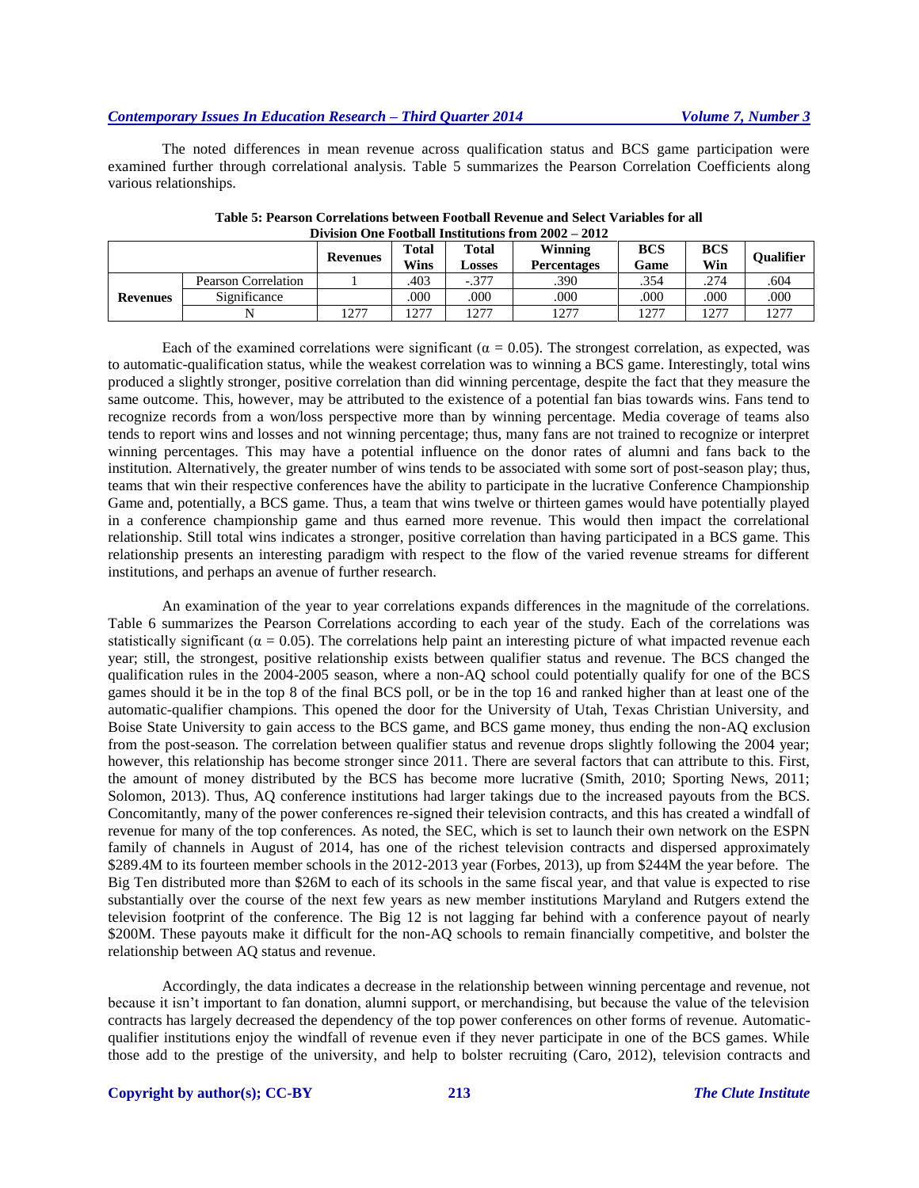The noted differences in mean revenue across qualification status and BCS game participation were examined further through correlational analysis. Table 5 summarizes the Pearson Correlation Coefficients along various relationships.

**Table 5: Pearson Correlations between Football Revenue and Select Variables for all Division One Football Institutions from 2002 – 2012**

| | | Revenues | Total Wins | Total Losses | Winning Percentages | BCS Game | BCS Win | Qualifier |
|---|---|---|---|---|---|---|---|---|
| **Revenues** | Pearson Correlation | 1 | .403 | -.377 | .390 | .354 | .274 | .604 |
| | Significance | | .000 | .000 | .000 | .000 | .000 | .000 |
| | N | 1277 | 1277 | 1277 | 1277 | 1277 | 1277 | 1277 |

Each of the examined correlations were significant ($\alpha = 0.05$). The strongest correlation, as expected, was to automatic-qualification status, while the weakest correlation was to winning a BCS game. Interestingly, total wins produced a slightly stronger, positive correlation than did winning percentage, despite the fact that they measure the same outcome. This, however, may be attributed to the existence of a potential fan bias towards wins. Fans tend to recognize records from a won/loss perspective more than by winning percentage. Media coverage of teams also tends to report wins and losses and not winning percentage; thus, many fans are not trained to recognize or interpret winning percentages. This may have a potential influence on the donor rates of alumni and fans back to the institution. Alternatively, the greater number of wins tends to be associated with some sort of post-season play; thus, teams that win their respective conferences have the ability to participate in the lucrative Conference Championship Game and, potentially, a BCS game. Thus, a team that wins twelve or thirteen games would have potentially played in a conference championship game and thus earned more revenue. This would then impact the correlational relationship. Still total wins indicates a stronger, positive correlation than having participated in a BCS game. This relationship presents an interesting paradigm with respect to the flow of the varied revenue streams for different institutions, and perhaps an avenue of further research.

An examination of the year to year correlations expands differences in the magnitude of the correlations. Table 6 summarizes the Pearson Correlations according to each year of the study. Each of the correlations was statistically significant ($\alpha = 0.05$). The correlations help paint an interesting picture of what impacted revenue each year; still, the strongest, positive relationship exists between qualifier status and revenue. The BCS changed the qualification rules in the 2004-2005 season, where a non-AQ school could potentially qualify for one of the BCS games should it be in the top 8 of the final BCS poll, or be in the top 16 and ranked higher than at least one of the automatic-qualifier champions. This opened the door for the University of Utah, Texas Christian University, and Boise State University to gain access to the BCS game, and BCS game money, thus ending the non-AQ exclusion from the post-season. The correlation between qualifier status and revenue drops slightly following the 2004 year; however, this relationship has become stronger since 2011. There are several factors that can attribute to this. First, the amount of money distributed by the BCS has become more lucrative (Smith, 2010; Sporting News, 2011; Solomon, 2013). Thus, AQ conference institutions had larger takings due to the increased payouts from the BCS. Concomitantly, many of the power conferences re-signed their television contracts, and this has created a windfall of revenue for many of the top conferences. As noted, the SEC, which is set to launch their own network on the ESPN family of channels in August of 2014, has one of the richest television contracts and dispersed approximately $289.4M to its fourteen member schools in the 2012-2013 year (Forbes, 2013), up from $244M the year before. The Big Ten distributed more than $26M to each of its schools in the same fiscal year, and that value is expected to rise substantially over the course of the next few years as new member institutions Maryland and Rutgers extend the television footprint of the conference. The Big 12 is not lagging far behind with a conference payout of nearly $200M. These payouts make it difficult for the non-AQ schools to remain financially competitive, and bolster the relationship between AQ status and revenue.

Accordingly, the data indicates a decrease in the relationship between winning percentage and revenue, not because it isn't important to fan donation, alumni support, or merchandising, but because the value of the television contracts has largely decreased the dependency of the top power conferences on other forms of revenue. Automatic-qualifier institutions enjoy the windfall of revenue even if they never participate in one of the BCS games. While those add to the prestige of the university, and help to bolster recruiting (Caro, 2012), television contracts and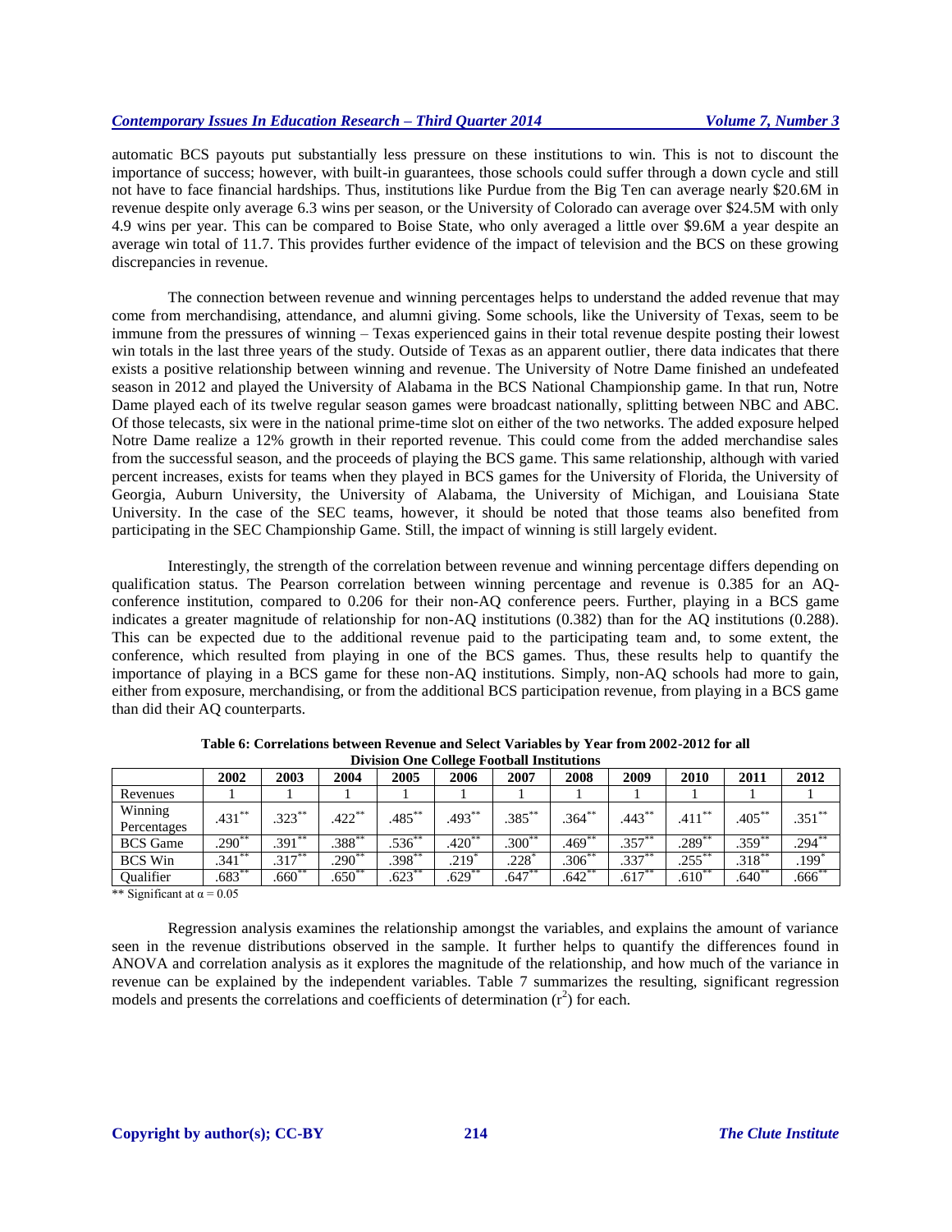automatic BCS payouts put substantially less pressure on these institutions to win. This is not to discount the importance of success; however, with built-in guarantees, those schools could suffer through a down cycle and still not have to face financial hardships. Thus, institutions like Purdue from the Big Ten can average nearly \$20.6M in revenue despite only average 6.3 wins per season, or the University of Colorado can average over \$24.5M with only 4.9 wins per year. This can be compared to Boise State, who only averaged a little over \$9.6M a year despite an average win total of 11.7. This provides further evidence of the impact of television and the BCS on these growing discrepancies in revenue.

The connection between revenue and winning percentages helps to understand the added revenue that may come from merchandising, attendance, and alumni giving. Some schools, like the University of Texas, seem to be immune from the pressures of winning – Texas experienced gains in their total revenue despite posting their lowest win totals in the last three years of the study. Outside of Texas as an apparent outlier, there data indicates that there exists a positive relationship between winning and revenue. The University of Notre Dame finished an undefeated season in 2012 and played the University of Alabama in the BCS National Championship game. In that run, Notre Dame played each of its twelve regular season games were broadcast nationally, splitting between NBC and ABC. Of those telecasts, six were in the national prime-time slot on either of the two networks. The added exposure helped Notre Dame realize a 12% growth in their reported revenue. This could come from the added merchandise sales from the successful season, and the proceeds of playing the BCS game. This same relationship, although with varied percent increases, exists for teams when they played in BCS games for the University of Florida, the University of Georgia, Auburn University, the University of Alabama, the University of Michigan, and Louisiana State University. In the case of the SEC teams, however, it should be noted that those teams also benefited from participating in the SEC Championship Game. Still, the impact of winning is still largely evident.

Interestingly, the strength of the correlation between revenue and winning percentage differs depending on qualification status. The Pearson correlation between winning percentage and revenue is 0.385 for an AQ-conference institution, compared to 0.206 for their non-AQ conference peers. Further, playing in a BCS game indicates a greater magnitude of relationship for non-AQ institutions (0.382) than for the AQ institutions (0.288). This can be expected due to the additional revenue paid to the participating team and, to some extent, the conference, which resulted from playing in one of the BCS games. Thus, these results help to quantify the importance of playing in a BCS game for these non-AQ institutions. Simply, non-AQ schools had more to gain, either from exposure, merchandising, or from the additional BCS participation revenue, from playing in a BCS game than did their AQ counterparts.

**Table 6: Correlations between Revenue and Select Variables by Year from 2002-2012 for all Division One College Football Institutions**

| | 2002 | 2003 | 2004 | 2005 | 2006 | 2007 | 2008 | 2009 | 2010 | 2011 | 2012 |
|---|---|---|---|---|---|---|---|---|---|---|---|
| Revenues | 1 | 1 | 1 | 1 | 1 | 1 | 1 | 1 | 1 | 1 | 1 |
| Winning Percentages | .431** | .323** | .422** | .485** | .493** | .385** | .364** | .443** | .411** | .405** | .351** |
| BCS Game | .290** | .391** | .388** | .536** | .420** | .300** | .469** | .357** | .289** | .359** | .294** |
| BCS Win | .341** | .317** | .290** | .398** | .219* | .228* | .306** | .337** | .255** | .318** | .199* |
| Qualifier | .683** | .660** | .650** | .623** | .629** | .647** | .642** | .617** | .610** | .640** | .666** |

** Significant at $\alpha = 0.05$

Regression analysis examines the relationship amongst the variables, and explains the amount of variance seen in the revenue distributions observed in the sample. It further helps to quantify the differences found in ANOVA and correlation analysis as it explores the magnitude of the relationship, and how much of the variance in revenue can be explained by the independent variables. Table 7 summarizes the resulting, significant regression models and presents the correlations and coefficients of determination ($r^2$) for each.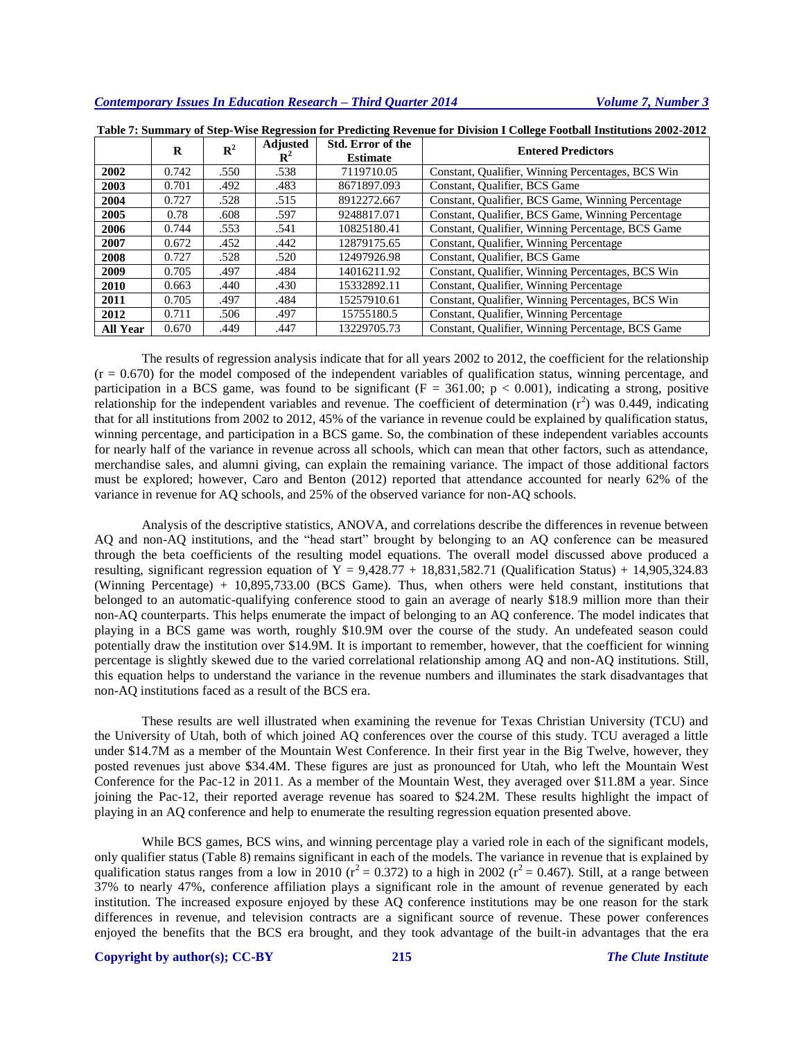**Table 7: Summary of Step-Wise Regression for Predicting Revenue for Division I College Football Institutions 2002-2012**

| | R | $R^2$ | Adjusted $R^2$ | Std. Error of the Estimate | Entered Predictors |
|---|---|---|---|---|---|
| **2002** | 0.742 | .550 | .538 | 7119710.05 | Constant, Qualifier, Winning Percentages, BCS Win |
| **2003** | 0.701 | .492 | .483 | 8671897.093 | Constant, Qualifier, BCS Game |
| **2004** | 0.727 | .528 | .515 | 8912272.667 | Constant, Qualifier, BCS Game, Winning Percentage |
| **2005** | 0.78 | .608 | .597 | 9248817.071 | Constant, Qualifier, BCS Game, Winning Percentage |
| **2006** | 0.744 | .553 | .541 | 10825180.41 | Constant, Qualifier, Winning Percentage, BCS Game |
| **2007** | 0.672 | .452 | .442 | 12879175.65 | Constant, Qualifier, Winning Percentage |
| **2008** | 0.727 | .528 | .520 | 12497926.98 | Constant, Qualifier, BCS Game |
| **2009** | 0.705 | .497 | .484 | 14016211.92 | Constant, Qualifier, Winning Percentages, BCS Win |
| **2010** | 0.663 | .440 | .430 | 15332892.11 | Constant, Qualifier, Winning Percentage |
| **2011** | 0.705 | .497 | .484 | 15257910.61 | Constant, Qualifier, Winning Percentages, BCS Win |
| **2012** | 0.711 | .506 | .497 | 15755180.5 | Constant, Qualifier, Winning Percentage |
| **All Year** | 0.670 | .449 | .447 | 13229705.73 | Constant, Qualifier, Winning Percentage, BCS Game |

The results of regression analysis indicate that for all years 2002 to 2012, the coefficient for the relationship ($r = 0.670$) for the model composed of the independent variables of qualification status, winning percentage, and participation in a BCS game, was found to be significant ($F = 361.00$; $p < 0.001$), indicating a strong, positive relationship for the independent variables and revenue. The coefficient of determination ($r^2$) was 0.449, indicating that for all institutions from 2002 to 2012, 45% of the variance in revenue could be explained by qualification status, winning percentage, and participation in a BCS game. So, the combination of these independent variables accounts for nearly half of the variance in revenue across all schools, which can mean that other factors, such as attendance, merchandise sales, and alumni giving, can explain the remaining variance. The impact of those additional factors must be explored; however, Caro and Benton (2012) reported that attendance accounted for nearly 62% of the variance in revenue for AQ schools, and 25% of the observed variance for non-AQ schools.

Analysis of the descriptive statistics, ANOVA, and correlations describe the differences in revenue between AQ and non-AQ institutions, and the "head start" brought by belonging to an AQ conference can be measured through the beta coefficients of the resulting model equations. The overall model discussed above produced a resulting, significant regression equation of $Y = 9{,}428.77 + 18{,}831{,}582.71$ (Qualification Status) $+ 14{,}905{,}324.83$ (Winning Percentage) $+ 10{,}895{,}733.00$ (BCS Game). Thus, when others were held constant, institutions that belonged to an automatic-qualifying conference stood to gain an average of nearly \$18.9 million more than their non-AQ counterparts. This helps enumerate the impact of belonging to an AQ conference. The model indicates that playing in a BCS game was worth, roughly \$10.9M over the course of the study. An undefeated season could potentially draw the institution over \$14.9M. It is important to remember, however, that the coefficient for winning percentage is slightly skewed due to the varied correlational relationship among AQ and non-AQ institutions. Still, this equation helps to understand the variance in the revenue numbers and illuminates the stark disadvantages that non-AQ institutions faced as a result of the BCS era.

These results are well illustrated when examining the revenue for Texas Christian University (TCU) and the University of Utah, both of which joined AQ conferences over the course of this study. TCU averaged a little under \$14.7M as a member of the Mountain West Conference. In their first year in the Big Twelve, however, they posted revenues just above \$34.4M. These figures are just as pronounced for Utah, who left the Mountain West Conference for the Pac-12 in 2011. As a member of the Mountain West, they averaged over \$11.8M a year. Since joining the Pac-12, their reported average revenue has soared to \$24.2M. These results highlight the impact of playing in an AQ conference and help to enumerate the resulting regression equation presented above.

While BCS games, BCS wins, and winning percentage play a varied role in each of the significant models, only qualifier status (Table 8) remains significant in each of the models. The variance in revenue that is explained by qualification status ranges from a low in 2010 ($r^2 = 0.372$) to a high in 2002 ($r^2 = 0.467$). Still, at a range between 37% to nearly 47%, conference affiliation plays a significant role in the amount of revenue generated by each institution. The increased exposure enjoyed by these AQ conference institutions may be one reason for the stark differences in revenue, and television contracts are a significant source of revenue. These power conferences enjoyed the benefits that the BCS era brought, and they took advantage of the built-in advantages that the era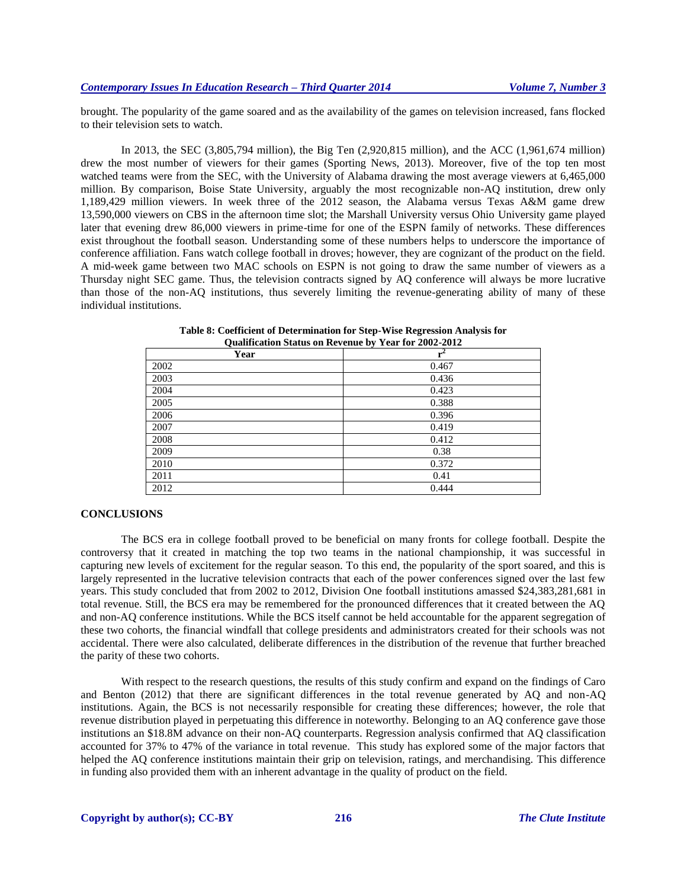brought. The popularity of the game soared and as the availability of the games on television increased, fans flocked to their television sets to watch.

In 2013, the SEC (3,805,794 million), the Big Ten (2,920,815 million), and the ACC (1,961,674 million) drew the most number of viewers for their games (Sporting News, 2013). Moreover, five of the top ten most watched teams were from the SEC, with the University of Alabama drawing the most average viewers at 6,465,000 million. By comparison, Boise State University, arguably the most recognizable non-AQ institution, drew only 1,189,429 million viewers. In week three of the 2012 season, the Alabama versus Texas A&M game drew 13,590,000 viewers on CBS in the afternoon time slot; the Marshall University versus Ohio University game played later that evening drew 86,000 viewers in prime-time for one of the ESPN family of networks. These differences exist throughout the football season. Understanding some of these numbers helps to underscore the importance of conference affiliation. Fans watch college football in droves; however, they are cognizant of the product on the field. A mid-week game between two MAC schools on ESPN is not going to draw the same number of viewers as a Thursday night SEC game. Thus, the television contracts signed by AQ conference will always be more lucrative than those of the non-AQ institutions, thus severely limiting the revenue-generating ability of many of these individual institutions.

**Table 8: Coefficient of Determination for Step-Wise Regression Analysis for Qualification Status on Revenue by Year for 2002-2012**

| Year | $r^2$ |
|---|---|
| 2002 | 0.467 |
| 2003 | 0.436 |
| 2004 | 0.423 |
| 2005 | 0.388 |
| 2006 | 0.396 |
| 2007 | 0.419 |
| 2008 | 0.412 |
| 2009 | 0.38 |
| 2010 | 0.372 |
| 2011 | 0.41 |
| 2012 | 0.444 |

## CONCLUSIONS

The BCS era in college football proved to be beneficial on many fronts for college football. Despite the controversy that it created in matching the top two teams in the national championship, it was successful in capturing new levels of excitement for the regular season. To this end, the popularity of the sport soared, and this is largely represented in the lucrative television contracts that each of the power conferences signed over the last few years. This study concluded that from 2002 to 2012, Division One football institutions amassed $24,383,281,681 in total revenue. Still, the BCS era may be remembered for the pronounced differences that it created between the AQ and non-AQ conference institutions. While the BCS itself cannot be held accountable for the apparent segregation of these two cohorts, the financial windfall that college presidents and administrators created for their schools was not accidental. There were also calculated, deliberate differences in the distribution of the revenue that further breached the parity of these two cohorts.

With respect to the research questions, the results of this study confirm and expand on the findings of Caro and Benton (2012) that there are significant differences in the total revenue generated by AQ and non-AQ institutions. Again, the BCS is not necessarily responsible for creating these differences; however, the role that revenue distribution played in perpetuating this difference in noteworthy. Belonging to an AQ conference gave those institutions an $18.8M advance on their non-AQ counterparts. Regression analysis confirmed that AQ classification accounted for 37% to 47% of the variance in total revenue. This study has explored some of the major factors that helped the AQ conference institutions maintain their grip on television, ratings, and merchandising. This difference in funding also provided them with an inherent advantage in the quality of product on the field.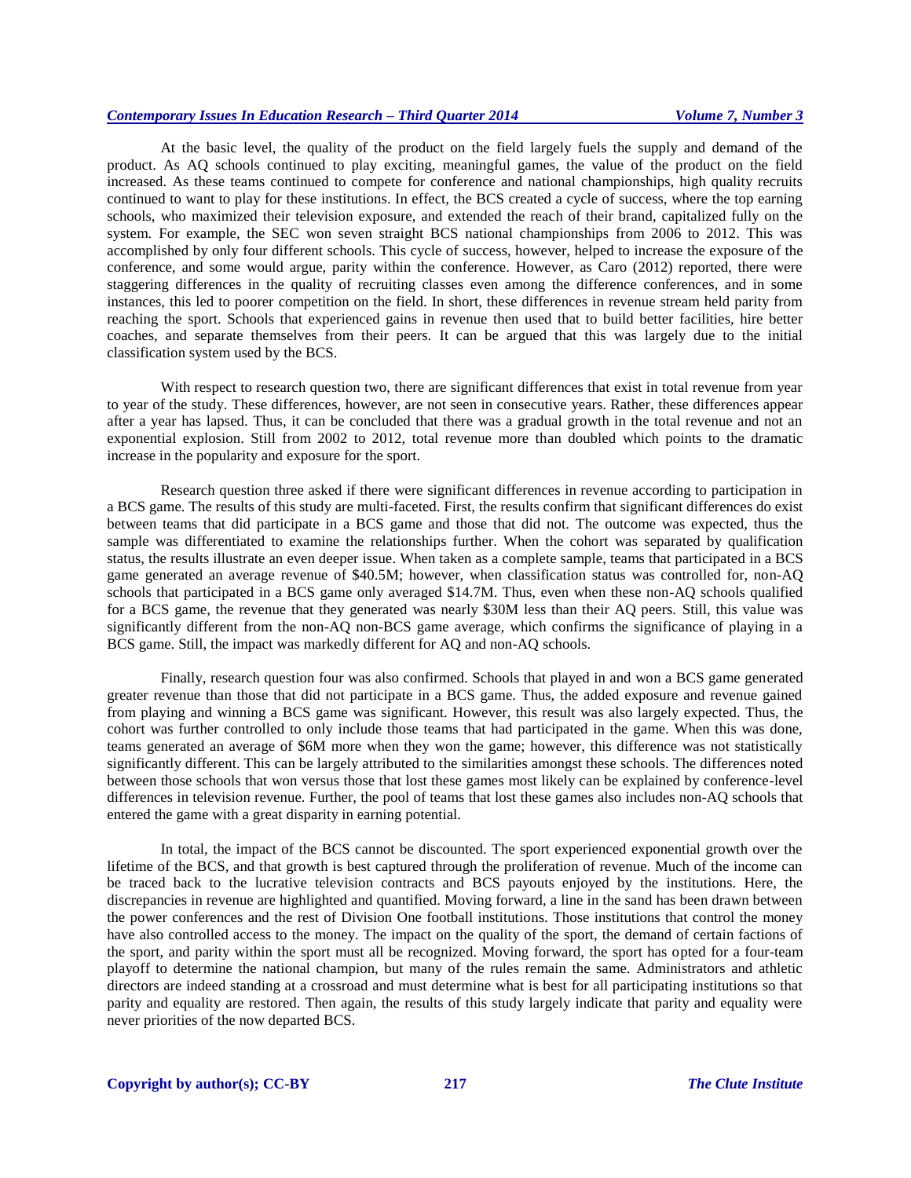At the basic level, the quality of the product on the field largely fuels the supply and demand of the product. As AQ schools continued to play exciting, meaningful games, the value of the product on the field increased. As these teams continued to compete for conference and national championships, high quality recruits continued to want to play for these institutions. In effect, the BCS created a cycle of success, where the top earning schools, who maximized their television exposure, and extended the reach of their brand, capitalized fully on the system. For example, the SEC won seven straight BCS national championships from 2006 to 2012. This was accomplished by only four different schools. This cycle of success, however, helped to increase the exposure of the conference, and some would argue, parity within the conference. However, as Caro (2012) reported, there were staggering differences in the quality of recruiting classes even among the difference conferences, and in some instances, this led to poorer competition on the field. In short, these differences in revenue stream held parity from reaching the sport. Schools that experienced gains in revenue then used that to build better facilities, hire better coaches, and separate themselves from their peers. It can be argued that this was largely due to the initial classification system used by the BCS.

With respect to research question two, there are significant differences that exist in total revenue from year to year of the study. These differences, however, are not seen in consecutive years. Rather, these differences appear after a year has lapsed. Thus, it can be concluded that there was a gradual growth in the total revenue and not an exponential explosion. Still from 2002 to 2012, total revenue more than doubled which points to the dramatic increase in the popularity and exposure for the sport.

Research question three asked if there were significant differences in revenue according to participation in a BCS game. The results of this study are multi-faceted. First, the results confirm that significant differences do exist between teams that did participate in a BCS game and those that did not. The outcome was expected, thus the sample was differentiated to examine the relationships further. When the cohort was separated by qualification status, the results illustrate an even deeper issue. When taken as a complete sample, teams that participated in a BCS game generated an average revenue of $40.5M; however, when classification status was controlled for, non-AQ schools that participated in a BCS game only averaged $14.7M. Thus, even when these non-AQ schools qualified for a BCS game, the revenue that they generated was nearly $30M less than their AQ peers. Still, this value was significantly different from the non-AQ non-BCS game average, which confirms the significance of playing in a BCS game. Still, the impact was markedly different for AQ and non-AQ schools.

Finally, research question four was also confirmed. Schools that played in and won a BCS game generated greater revenue than those that did not participate in a BCS game. Thus, the added exposure and revenue gained from playing and winning a BCS game was significant. However, this result was also largely expected. Thus, the cohort was further controlled to only include those teams that had participated in the game. When this was done, teams generated an average of $6M more when they won the game; however, this difference was not statistically significantly different. This can be largely attributed to the similarities amongst these schools. The differences noted between those schools that won versus those that lost these games most likely can be explained by conference-level differences in television revenue. Further, the pool of teams that lost these games also includes non-AQ schools that entered the game with a great disparity in earning potential.

In total, the impact of the BCS cannot be discounted. The sport experienced exponential growth over the lifetime of the BCS, and that growth is best captured through the proliferation of revenue. Much of the income can be traced back to the lucrative television contracts and BCS payouts enjoyed by the institutions. Here, the discrepancies in revenue are highlighted and quantified. Moving forward, a line in the sand has been drawn between the power conferences and the rest of Division One football institutions. Those institutions that control the money have also controlled access to the money. The impact on the quality of the sport, the demand of certain factions of the sport, and parity within the sport must all be recognized. Moving forward, the sport has opted for a four-team playoff to determine the national champion, but many of the rules remain the same. Administrators and athletic directors are indeed standing at a crossroad and must determine what is best for all participating institutions so that parity and equality are restored. Then again, the results of this study largely indicate that parity and equality were never priorities of the now departed BCS.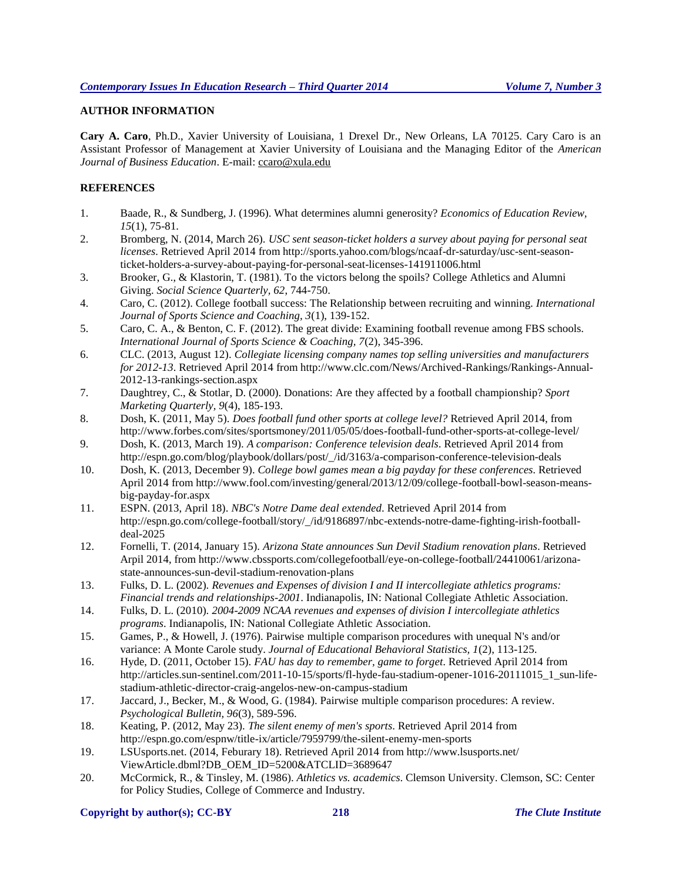## AUTHOR INFORMATION

**Cary A. Caro**, Ph.D., Xavier University of Louisiana, 1 Drexel Dr., New Orleans, LA 70125. Cary Caro is an Assistant Professor of Management at Xavier University of Louisiana and the Managing Editor of the *American Journal of Business Education*. E-mail: ccaro@xula.edu

## REFERENCES

1. Baade, R., & Sundberg, J. (1996). What determines alumni generosity? *Economics of Education Review, 15*(1), 75-81.
2. Bromberg, N. (2014, March 26). *USC sent season-ticket holders a survey about paying for personal seat licenses*. Retrieved April 2014 from http://sports.yahoo.com/blogs/ncaaf-dr-saturday/usc-sent-season-ticket-holders-a-survey-about-paying-for-personal-seat-licenses-141911006.html
3. Brooker, G., & Klastorin, T. (1981). To the victors belong the spoils? College Athletics and Alumni Giving. *Social Science Quarterly, 62*, 744-750.
4. Caro, C. (2012). College football success: The Relationship between recruiting and winning. *International Journal of Sports Science and Coaching, 3*(1), 139-152.
5. Caro, C. A., & Benton, C. F. (2012). The great divide: Examining football revenue among FBS schools. *International Journal of Sports Science & Coaching, 7*(2), 345-396.
6. CLC. (2013, August 12). *Collegiate licensing company names top selling universities and manufacturers for 2012-13*. Retrieved April 2014 from http://www.clc.com/News/Archived-Rankings/Rankings-Annual-2012-13-rankings-section.aspx
7. Daughtrey, C., & Stotlar, D. (2000). Donations: Are they affected by a football championship? *Sport Marketing Quarterly, 9*(4), 185-193.
8. Dosh, K. (2011, May 5). *Does football fund other sports at college level?* Retrieved April 2014, from http://www.forbes.com/sites/sportsmoney/2011/05/05/does-football-fund-other-sports-at-college-level/
9. Dosh, K. (2013, March 19). *A comparison: Conference television deals*. Retrieved April 2014 from http://espn.go.com/blog/playbook/dollars/post/_/id/3163/a-comparison-conference-television-deals
10. Dosh, K. (2013, December 9). *College bowl games mean a big payday for these conferences*. Retrieved April 2014 from http://www.fool.com/investing/general/2013/12/09/college-football-bowl-season-means-big-payday-for.aspx
11. ESPN. (2013, April 18). *NBC's Notre Dame deal extended*. Retrieved April 2014 from http://espn.go.com/college-football/story/_/id/9186897/nbc-extends-notre-dame-fighting-irish-football-deal-2025
12. Fornelli, T. (2014, January 15). *Arizona State announces Sun Devil Stadium renovation plans*. Retrieved Arpil 2014, from http://www.cbssports.com/collegefootball/eye-on-college-football/24410061/arizona-state-announces-sun-devil-stadium-renovation-plans
13. Fulks, D. L. (2002). *Revenues and Expenses of division I and II intercollegiate athletics programs: Financial trends and relationships-2001*. Indianapolis, IN: National Collegiate Athletic Association.
14. Fulks, D. L. (2010). *2004-2009 NCAA revenues and expenses of division I intercollegiate athletics programs*. Indianapolis, IN: National Collegiate Athletic Association.
15. Games, P., & Howell, J. (1976). Pairwise multiple comparison procedures with unequal N's and/or variance: A Monte Carole study. *Journal of Educational Behavioral Statistics, 1*(2), 113-125.
16. Hyde, D. (2011, October 15). *FAU has day to remember, game to forget*. Retrieved April 2014 from http://articles.sun-sentinel.com/2011-10-15/sports/fl-hyde-fau-stadium-opener-1016-20111015_1_sun-life-stadium-athletic-director-craig-angelos-new-on-campus-stadium
17. Jaccard, J., Becker, M., & Wood, G. (1984). Pairwise multiple comparison procedures: A review. *Psychological Bulletin, 96*(3), 589-596.
18. Keating, P. (2012, May 23). *The silent enemy of men's sports*. Retrieved April 2014 from http://espn.go.com/espnw/title-ix/article/7959799/the-silent-enemy-men-sports
19. LSUsports.net. (2014, Feburary 18). Retrieved April 2014 from http://www.lsusports.net/ViewArticle.dbml?DB_OEM_ID=5200&ATCLID=3689647
20. McCormick, R., & Tinsley, M. (1986). *Athletics vs. academics*. Clemson University. Clemson, SC: Center for Policy Studies, College of Commerce and Industry.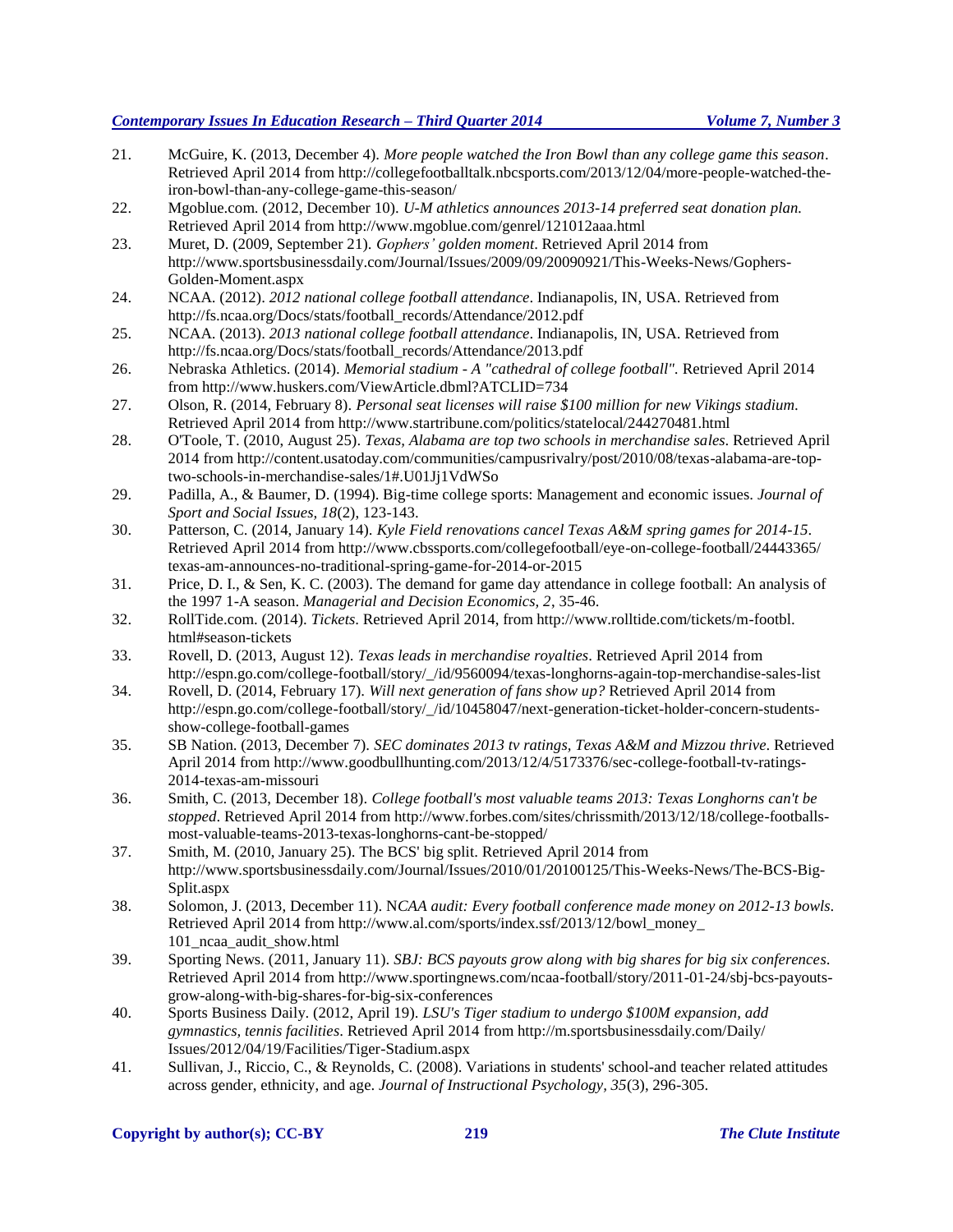21. McGuire, K. (2013, December 4). *More people watched the Iron Bowl than any college game this season*. Retrieved April 2014 from http://collegefootballtalk.nbcsports.com/2013/12/04/more-people-watched-the-iron-bowl-than-any-college-game-this-season/
22. Mgoblue.com. (2012, December 10). *U-M athletics announces 2013-14 preferred seat donation plan.* Retrieved April 2014 from http://www.mgoblue.com/genrel/121012aaa.html
23. Muret, D. (2009, September 21). *Gophers' golden moment*. Retrieved April 2014 from http://www.sportsbusinessdaily.com/Journal/Issues/2009/09/20090921/This-Weeks-News/Gophers-Golden-Moment.aspx
24. NCAA. (2012). *2012 national college football attendance*. Indianapolis, IN, USA. Retrieved from http://fs.ncaa.org/Docs/stats/football_records/Attendance/2012.pdf
25. NCAA. (2013). *2013 national college football attendance*. Indianapolis, IN, USA. Retrieved from http://fs.ncaa.org/Docs/stats/football_records/Attendance/2013.pdf
26. Nebraska Athletics. (2014). *Memorial stadium - A "cathedral of college football".* Retrieved April 2014 from http://www.huskers.com/ViewArticle.dbml?ATCLID=734
27. Olson, R. (2014, February 8). *Personal seat licenses will raise $100 million for new Vikings stadium*. Retrieved April 2014 from http://www.startribune.com/politics/statelocal/244270481.html
28. O'Toole, T. (2010, August 25). *Texas, Alabama are top two schools in merchandise sales*. Retrieved April 2014 from http://content.usatoday.com/communities/campusrivalry/post/2010/08/texas-alabama-are-top-two-schools-in-merchandise-sales/1#.U01Jj1VdWSo
29. Padilla, A., & Baumer, D. (1994). Big-time college sports: Management and economic issues. *Journal of Sport and Social Issues, 18*(2), 123-143.
30. Patterson, C. (2014, January 14). *Kyle Field renovations cancel Texas A&M spring games for 2014-15*. Retrieved April 2014 from http://www.cbssports.com/collegefootball/eye-on-college-football/24443365/texas-am-announces-no-traditional-spring-game-for-2014-or-2015
31. Price, D. I., & Sen, K. C. (2003). The demand for game day attendance in college football: An analysis of the 1997 1-A season. *Managerial and Decision Economics, 2*, 35-46.
32. RollTide.com. (2014). *Tickets*. Retrieved April 2014, from http://www.rolltide.com/tickets/m-footbl.html#season-tickets
33. Rovell, D. (2013, August 12). *Texas leads in merchandise royalties*. Retrieved April 2014 from http://espn.go.com/college-football/story/_/id/9560094/texas-longhorns-again-top-merchandise-sales-list
34. Rovell, D. (2014, February 17). *Will next generation of fans show up?* Retrieved April 2014 from http://espn.go.com/college-football/story/_/id/10458047/next-generation-ticket-holder-concern-students-show-college-football-games
35. SB Nation. (2013, December 7). *SEC dominates 2013 tv ratings, Texas A&M and Mizzou thrive*. Retrieved April 2014 from http://www.goodbullhunting.com/2013/12/4/5173376/sec-college-football-tv-ratings-2014-texas-am-missouri
36. Smith, C. (2013, December 18). *College football's most valuable teams 2013: Texas Longhorns can't be stopped*. Retrieved April 2014 from http://www.forbes.com/sites/chrissmith/2013/12/18/college-footballs-most-valuable-teams-2013-texas-longhorns-cant-be-stopped/
37. Smith, M. (2010, January 25). The BCS' big split. Retrieved April 2014 from http://www.sportsbusinessdaily.com/Journal/Issues/2010/01/20100125/This-Weeks-News/The-BCS-Big-Split.aspx
38. Solomon, J. (2013, December 11). N*CAA audit: Every football conference made money on 2012-13 bowls*. Retrieved April 2014 from http://www.al.com/sports/index.ssf/2013/12/bowl_money_101_ncaa_audit_show.html
39. Sporting News. (2011, January 11). *SBJ: BCS payouts grow along with big shares for big six conferences*. Retrieved April 2014 from http://www.sportingnews.com/ncaa-football/story/2011-01-24/sbj-bcs-payouts-grow-along-with-big-shares-for-big-six-conferences
40. Sports Business Daily. (2012, April 19). *LSU's Tiger stadium to undergo $100M expansion, add gymnastics, tennis facilities*. Retrieved April 2014 from http://m.sportsbusinessdaily.com/Daily/Issues/2012/04/19/Facilities/Tiger-Stadium.aspx
41. Sullivan, J., Riccio, C., & Reynolds, C. (2008). Variations in students' school-and teacher related attitudes across gender, ethnicity, and age. *Journal of Instructional Psychology, 35*(3), 296-305.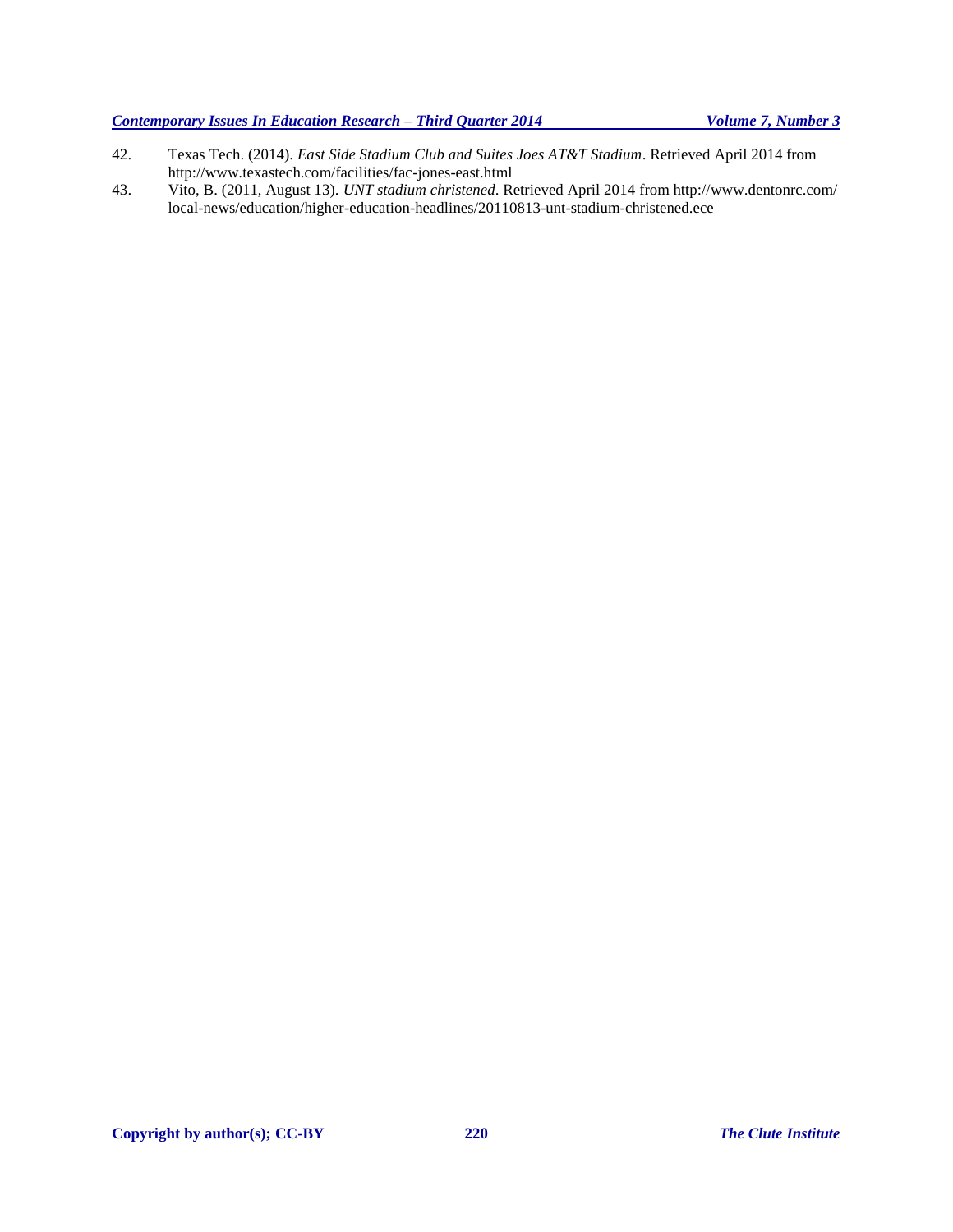42. Texas Tech. (2014). *East Side Stadium Club and Suites Joes AT&T Stadium*. Retrieved April 2014 from http://www.texastech.com/facilities/fac-jones-east.html
43. Vito, B. (2011, August 13). *UNT stadium christened*. Retrieved April 2014 from http://www.dentonrc.com/local-news/education/higher-education-headlines/20110813-unt-stadium-christened.ece